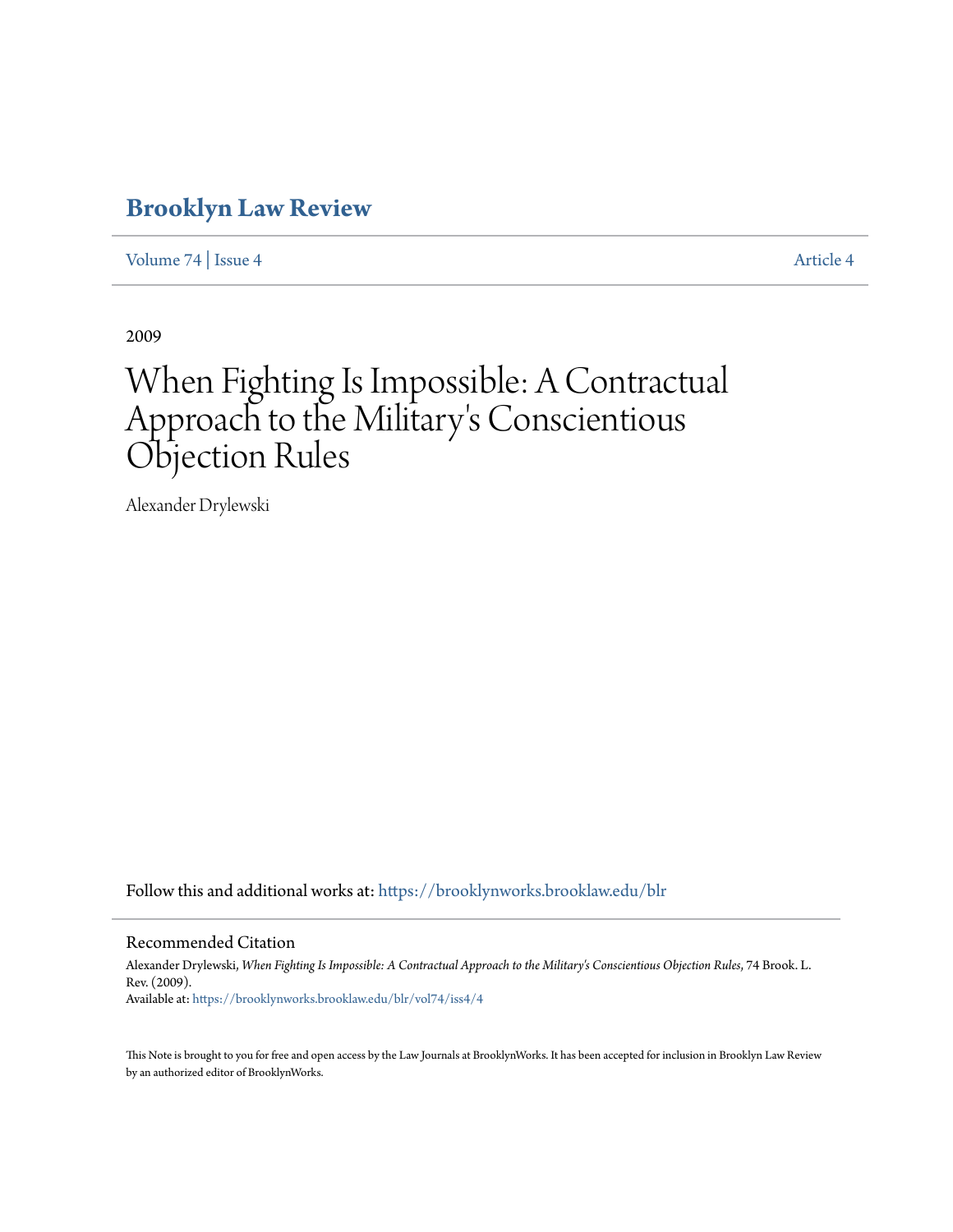# Brooklyn Law Review

Volume 74 | Issue 4 Article 4

2009

# When Fighting Is Impossible: A Contractual Approach to the Military's Conscientious Objection Rules

Alexander Drylewski

Follow this and additional works at: https://brooklynworks.brooklaw.edu/blr

## Recommended Citation

Alexander Drylewski, *When Fighting Is Impossible: A Contractual Approach to the Military's Conscientious Objection Rules*, 74 Brook. L. Rev. (2009).
Available at: https://brooklynworks.brooklaw.edu/blr/vol74/iss4/4

This Note is brought to you for free and open access by the Law Journals at BrooklynWorks. It has been accepted for inclusion in Brooklyn Law Review by an authorized editor of BrooklynWorks.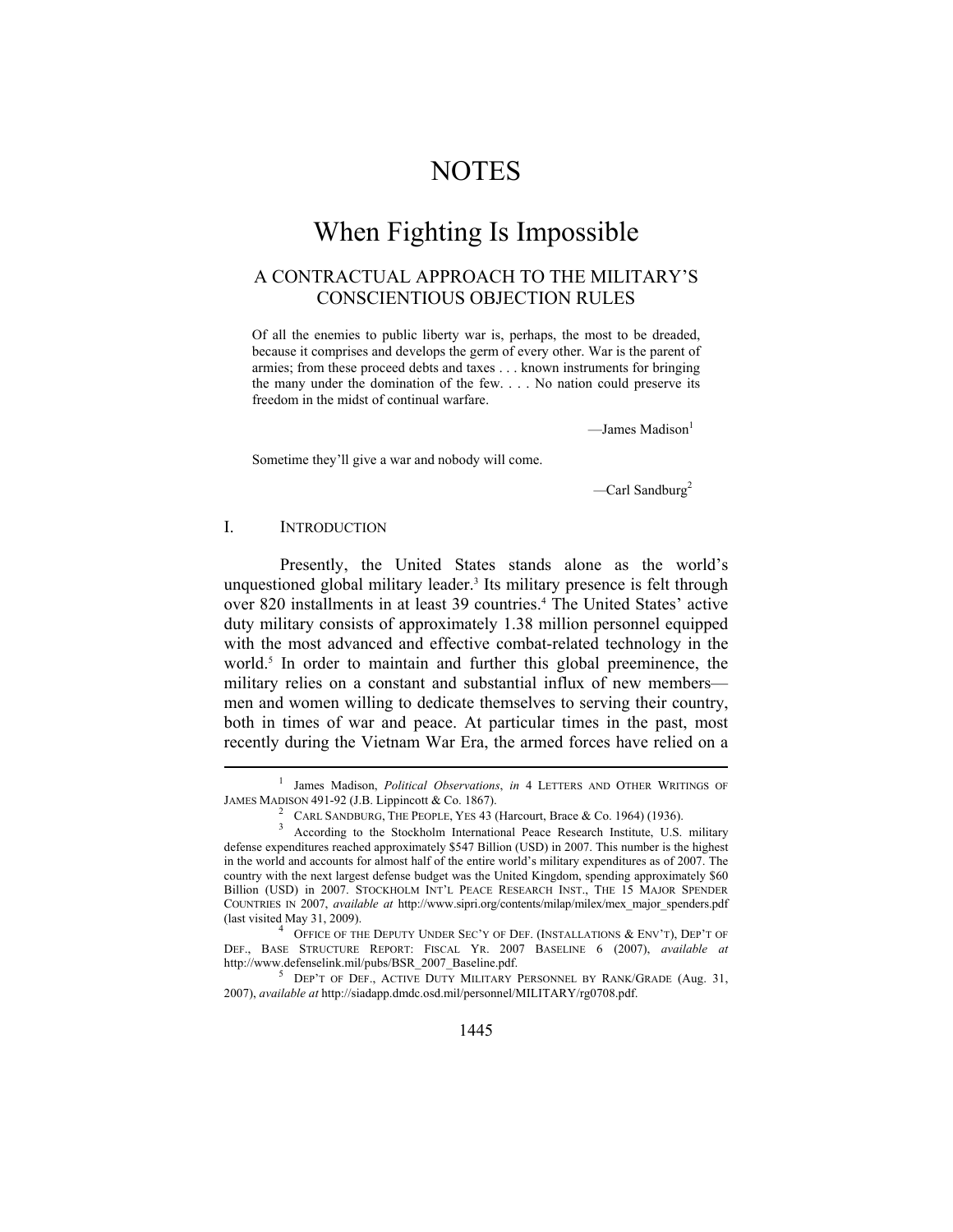# NOTES

# When Fighting Is Impossible

## A CONTRACTUAL APPROACH TO THE MILITARY'S CONSCIENTIOUS OBJECTION RULES

> Of all the enemies to public liberty war is, perhaps, the most to be dreaded, because it comprises and develops the germ of every other. War is the parent of armies; from these proceed debts and taxes . . . known instruments for bringing the many under the domination of the few. . . . No nation could preserve its freedom in the midst of continual warfare.
>
> —James Madison[1]

> Sometime they'll give a war and nobody will come.
>
> —Carl Sandburg[2]

## I. INTRODUCTION

Presently, the United States stands alone as the world's unquestioned global military leader.[3] Its military presence is felt through over 820 installments in at least 39 countries.[4] The United States' active duty military consists of approximately 1.38 million personnel equipped with the most advanced and effective combat-related technology in the world.[5] In order to maintain and further this global preeminence, the military relies on a constant and substantial influx of new members—men and women willing to dedicate themselves to serving their country, both in times of war and peace. At particular times in the past, most recently during the Vietnam War Era, the armed forces have relied on a

---

[1] James Madison, *Political Observations*, *in* 4 LETTERS AND OTHER WRITINGS OF JAMES MADISON 491-92 (J.B. Lippincott & Co. 1867).

[2] CARL SANDBURG, THE PEOPLE, YES 43 (Harcourt, Brace & Co. 1964) (1936).

[3] According to the Stockholm International Peace Research Institute, U.S. military defense expenditures reached approximately $547 Billion (USD) in 2007. This number is the highest in the world and accounts for almost half of the entire world's military expenditures as of 2007. The country with the next largest defense budget was the United Kingdom, spending approximately $60 Billion (USD) in 2007. STOCKHOLM INT'L PEACE RESEARCH INST., THE 15 MAJOR SPENDER COUNTRIES IN 2007, *available at* http://www.sipri.org/contents/milap/milex/mex_major_spenders.pdf (last visited May 31, 2009).

[4] OFFICE OF THE DEPUTY UNDER SEC'Y OF DEF. (INSTALLATIONS & ENV'T), DEP'T OF DEF., BASE STRUCTURE REPORT: FISCAL YR. 2007 BASELINE 6 (2007), *available at* http://www.defenselink.mil/pubs/BSR_2007_Baseline.pdf.

[5] DEP'T OF DEF., ACTIVE DUTY MILITARY PERSONNEL BY RANK/GRADE (Aug. 31, 2007), *available at* http://siadapp.dmdc.osd.mil/personnel/MILITARY/rg0708.pdf.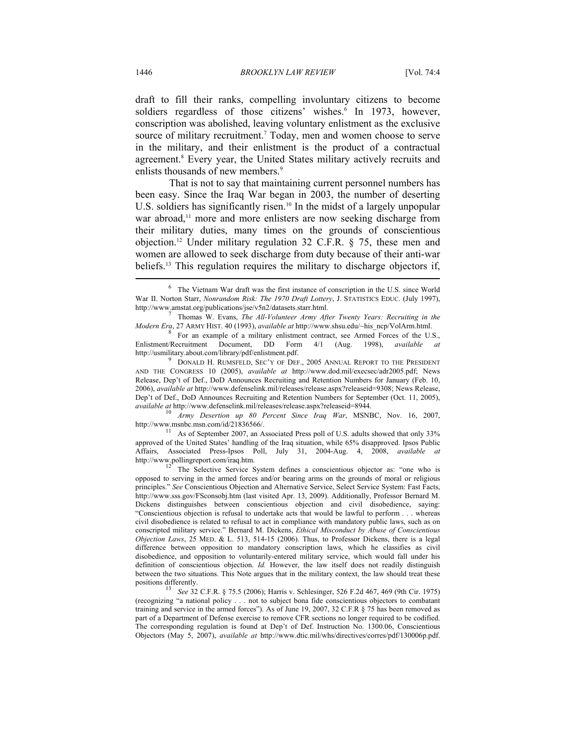draft to fill their ranks, compelling involuntary citizens to become soldiers regardless of those citizens' wishes.[6] In 1973, however, conscription was abolished, leaving voluntary enlistment as the exclusive source of military recruitment.[7] Today, men and women choose to serve in the military, and their enlistment is the product of a contractual agreement.[8] Every year, the United States military actively recruits and enlists thousands of new members.[9]

That is not to say that maintaining current personnel numbers has been easy. Since the Iraq War began in 2003, the number of deserting U.S. soldiers has significantly risen.[10] In the midst of a largely unpopular war abroad,[11] more and more enlisters are now seeking discharge from their military duties, many times on the grounds of conscientious objection.[12] Under military regulation 32 C.F.R. § 75, these men and women are allowed to seek discharge from duty because of their anti-war beliefs.[13] This regulation requires the military to discharge objectors if,

---

[6] The Vietnam War draft was the first instance of conscription in the U.S. since World War II. Norton Starr, *Nonrandom Risk: The 1970 Draft Lottery*, J. STATISTICS EDUC. (July 1997), http://www.amstat.org/publications/jse/v5n2/datasets.starr.html.

[7] Thomas W. Evans, *The All-Volunteer Army After Twenty Years: Recruiting in the Modern Era*, 27 ARMY HIST. 40 (1993), *available at* http://www.shsu.edu/~his_ncp/VolArm.html.

[8] For an example of a military enlistment contract, see Armed Forces of the U.S., Enlistment/Recruitment Document, DD Form 4/1 (Aug. 1998), *available at* http://usmilitary.about.com/library/pdf/enlistment.pdf.

[9] DONALD H. RUMSFELD, SEC'Y OF DEF., 2005 ANNUAL REPORT TO THE PRESIDENT AND THE CONGRESS 10 (2005), *available at* http://www.dod.mil/execsec/adr2005.pdf; News Release, Dep't of Def., DoD Announces Recruiting and Retention Numbers for January (Feb. 10, 2006), *available at* http://www.defenselink.mil/releases/release.aspx?releaseid=9308; News Release, Dep't of Def., DoD Announces Recruiting and Retention Numbers for September (Oct. 11, 2005), *available at* http://www.defenselink.mil/releases/release.aspx?releaseid=8944.

[10] *Army Desertion up 80 Percent Since Iraq War*, MSNBC, Nov. 16, 2007, http://www.msnbc.msn.com/id/21836566/.

[11] As of September 2007, an Associated Press poll of U.S. adults showed that only 33% approved of the United States' handling of the Iraq situation, while 65% disapproved. Ipsos Public Affairs, Associated Press-Ipsos Poll, July 31, 2004-Aug. 4, 2008, *available at* http://www.pollingreport.com/iraq.htm.

[12] The Selective Service System defines a conscientious objector as: "one who is opposed to serving in the armed forces and/or bearing arms on the grounds of moral or religious principles." *See* Conscientious Objection and Alternative Service, Select Service System: Fast Facts, http://www.sss.gov/FSconsobj.htm (last visited Apr. 13, 2009). Additionally, Professor Bernard M. Dickens distinguishes between conscientious objection and civil disobedience, saying: "Conscientious objection is refusal to undertake acts that would be lawful to perform . . . whereas civil disobedience is related to refusal to act in compliance with mandatory public laws, such as on conscripted military service." Bernard M. Dickens, *Ethical Misconduct by Abuse of Conscientious Objection Laws*, 25 MED. & L. 513, 514-15 (2006). Thus, to Professor Dickens, there is a legal difference between opposition to mandatory conscription laws, which he classifies as civil disobedience, and opposition to voluntarily-entered military service, which would fall under his definition of conscientious objection. *Id.* However, the law itself does not readily distinguish between the two situations. This Note argues that in the military context, the law should treat these positions differently.

[13] *See* 32 C.F.R. § 75.5 (2006); Harris v. Schlesinger, 526 F.2d 467, 469 (9th Cir. 1975) (recognizing "a national policy . . . not to subject bona fide conscientious objectors to combatant training and service in the armed forces"). As of June 19, 2007, 32 C.F.R § 75 has been removed as part of a Department of Defense exercise to remove CFR sections no longer required to be codified. The corresponding regulation is found at Dep't of Def. Instruction No. 1300.06, Conscientious Objectors (May 5, 2007), *available at* http://www.dtic.mil/whs/directives/corres/pdf/130006p.pdf.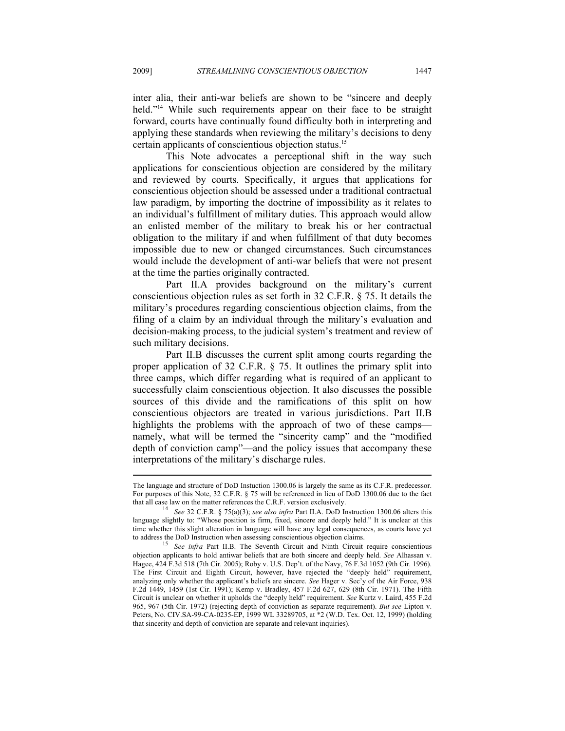inter alia, their anti-war beliefs are shown to be "sincere and deeply held."[14] While such requirements appear on their face to be straight forward, courts have continually found difficulty both in interpreting and applying these standards when reviewing the military's decisions to deny certain applicants of conscientious objection status.[15]

This Note advocates a perceptional shift in the way such applications for conscientious objection are considered by the military and reviewed by courts. Specifically, it argues that applications for conscientious objection should be assessed under a traditional contractual law paradigm, by importing the doctrine of impossibility as it relates to an individual's fulfillment of military duties. This approach would allow an enlisted member of the military to break his or her contractual obligation to the military if and when fulfillment of that duty becomes impossible due to new or changed circumstances. Such circumstances would include the development of anti-war beliefs that were not present at the time the parties originally contracted.

Part II.A provides background on the military's current conscientious objection rules as set forth in 32 C.F.R. § 75. It details the military's procedures regarding conscientious objection claims, from the filing of a claim by an individual through the military's evaluation and decision-making process, to the judicial system's treatment and review of such military decisions.

Part II.B discusses the current split among courts regarding the proper application of 32 C.F.R. § 75. It outlines the primary split into three camps, which differ regarding what is required of an applicant to successfully claim conscientious objection. It also discusses the possible sources of this divide and the ramifications of this split on how conscientious objectors are treated in various jurisdictions. Part II.B highlights the problems with the approach of two of these camps—namely, what will be termed the "sincerity camp" and the "modified depth of conviction camp"—and the policy issues that accompany these interpretations of the military's discharge rules.

---

The language and structure of DoD Instuction 1300.06 is largely the same as its C.F.R. predecessor. For purposes of this Note, 32 C.F.R. § 75 will be referenced in lieu of DoD 1300.06 due to the fact that all case law on the matter references the C.R.F. version exclusively.

[14] *See* 32 C.F.R. § 75(a)(3); *see also infra* Part II.A. DoD Instruction 1300.06 alters this language slightly to: "Whose position is firm, fixed, sincere and deeply held." It is unclear at this time whether this slight alteration in language will have any legal consequences, as courts have yet to address the DoD Instruction when assessing conscientious objection claims.

[15] *See infra* Part II.B. The Seventh Circuit and Ninth Circuit require conscientious objection applicants to hold antiwar beliefs that are both sincere and deeply held. *See* Alhassan v. Hagee, 424 F.3d 518 (7th Cir. 2005); Roby v. U.S. Dep't. of the Navy, 76 F.3d 1052 (9th Cir. 1996). The First Circuit and Eighth Circuit, however, have rejected the "deeply held" requirement, analyzing only whether the applicant's beliefs are sincere. *See* Hager v. Sec'y of the Air Force, 938 F.2d 1449, 1459 (1st Cir. 1991); Kemp v. Bradley, 457 F.2d 627, 629 (8th Cir. 1971). The Fifth Circuit is unclear on whether it upholds the "deeply held" requirement. *See* Kurtz v. Laird, 455 F.2d 965, 967 (5th Cir. 1972) (rejecting depth of conviction as separate requirement). *But see* Lipton v. Peters, No. CIV.SA-99-CA-0235-EP, 1999 WL 33289705, at *2 (W.D. Tex. Oct. 12, 1999) (holding that sincerity and depth of conviction are separate and relevant inquiries).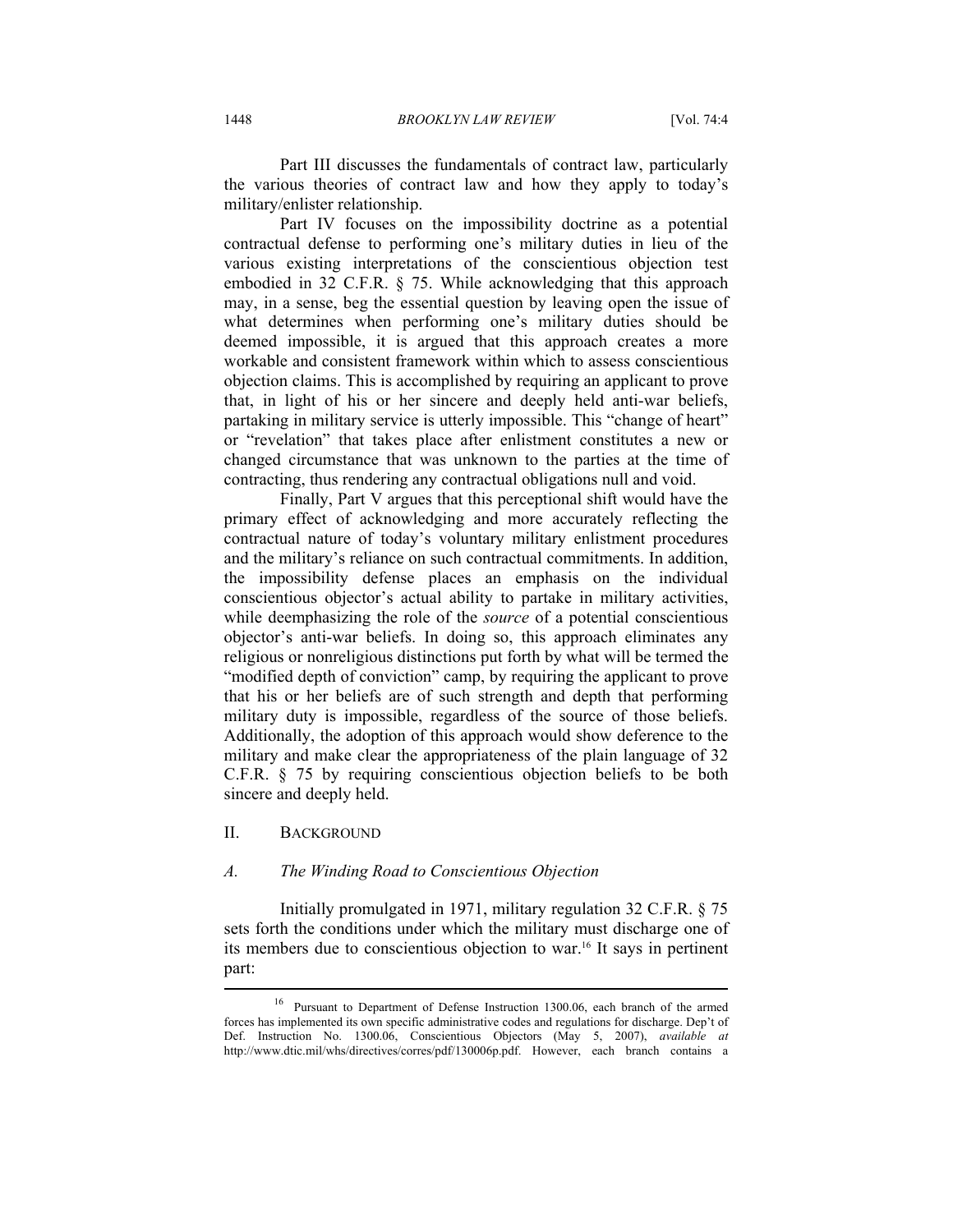Part III discusses the fundamentals of contract law, particularly the various theories of contract law and how they apply to today's military/enlister relationship.

Part IV focuses on the impossibility doctrine as a potential contractual defense to performing one's military duties in lieu of the various existing interpretations of the conscientious objection test embodied in 32 C.F.R. § 75. While acknowledging that this approach may, in a sense, beg the essential question by leaving open the issue of what determines when performing one's military duties should be deemed impossible, it is argued that this approach creates a more workable and consistent framework within which to assess conscientious objection claims. This is accomplished by requiring an applicant to prove that, in light of his or her sincere and deeply held anti-war beliefs, partaking in military service is utterly impossible. This "change of heart" or "revelation" that takes place after enlistment constitutes a new or changed circumstance that was unknown to the parties at the time of contracting, thus rendering any contractual obligations null and void.

Finally, Part V argues that this perceptional shift would have the primary effect of acknowledging and more accurately reflecting the contractual nature of today's voluntary military enlistment procedures and the military's reliance on such contractual commitments. In addition, the impossibility defense places an emphasis on the individual conscientious objector's actual ability to partake in military activities, while deemphasizing the role of the *source* of a potential conscientious objector's anti-war beliefs. In doing so, this approach eliminates any religious or nonreligious distinctions put forth by what will be termed the "modified depth of conviction" camp, by requiring the applicant to prove that his or her beliefs are of such strength and depth that performing military duty is impossible, regardless of the source of those beliefs. Additionally, the adoption of this approach would show deference to the military and make clear the appropriateness of the plain language of 32 C.F.R. § 75 by requiring conscientious objection beliefs to be both sincere and deeply held.

## II. Background

### *A. The Winding Road to Conscientious Objection*

Initially promulgated in 1971, military regulation 32 C.F.R. § 75 sets forth the conditions under which the military must discharge one of its members due to conscientious objection to war.[16] It says in pertinent part:

---

[16] Pursuant to Department of Defense Instruction 1300.06, each branch of the armed forces has implemented its own specific administrative codes and regulations for discharge. Dep't of Def. Instruction No. 1300.06, Conscientious Objectors (May 5, 2007), *available at* http://www.dtic.mil/whs/directives/corres/pdf/130006p.pdf. However, each branch contains a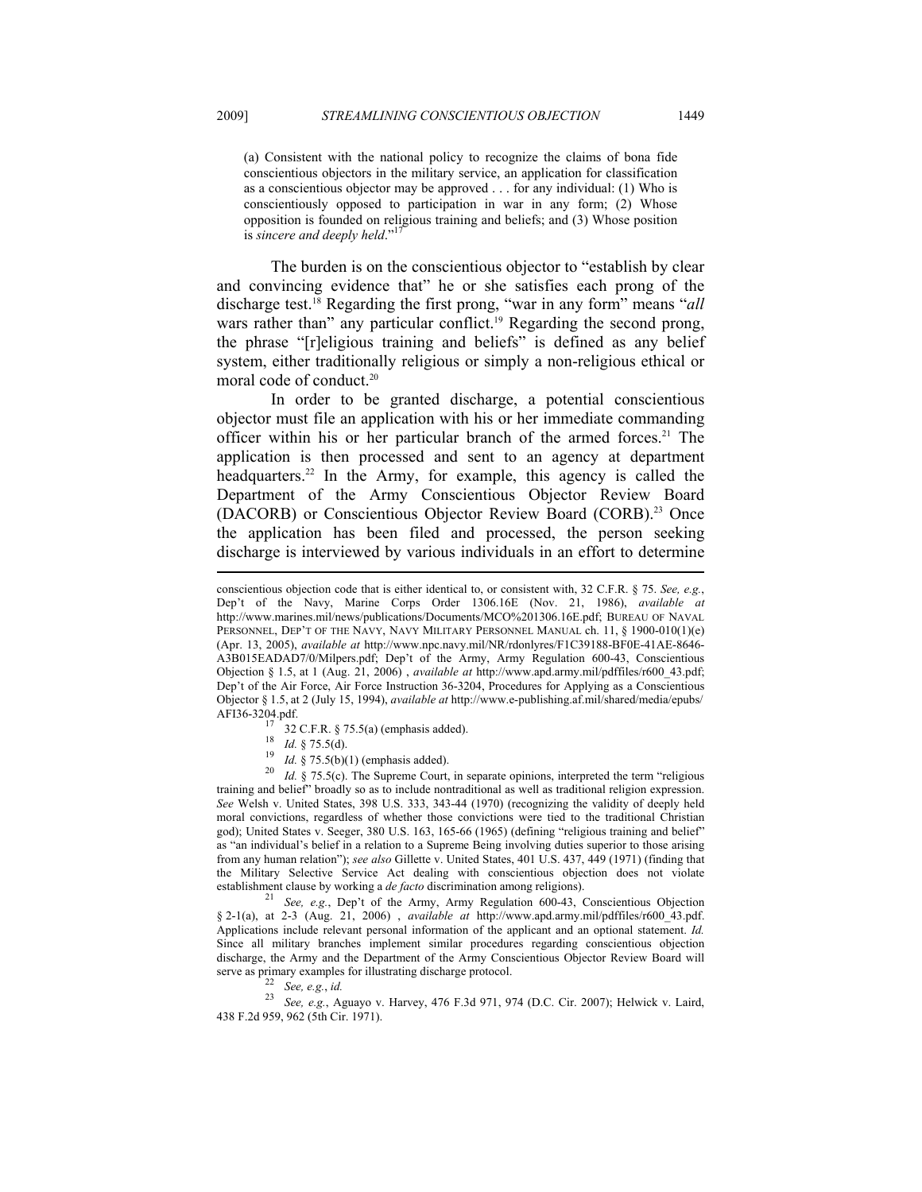(a) Consistent with the national policy to recognize the claims of bona fide conscientious objectors in the military service, an application for classification as a conscientious objector may be approved . . . for any individual: (1) Who is conscientiously opposed to participation in war in any form; (2) Whose opposition is founded on religious training and beliefs; and (3) Whose position is *sincere and deeply held*."[17]

The burden is on the conscientious objector to "establish by clear and convincing evidence that" he or she satisfies each prong of the discharge test.[18] Regarding the first prong, "war in any form" means "*all* wars rather than" any particular conflict.[19] Regarding the second prong, the phrase "[r]eligious training and beliefs" is defined as any belief system, either traditionally religious or simply a non-religious ethical or moral code of conduct.[20]

In order to be granted discharge, a potential conscientious objector must file an application with his or her immediate commanding officer within his or her particular branch of the armed forces.[21] The application is then processed and sent to an agency at department headquarters.[22] In the Army, for example, this agency is called the Department of the Army Conscientious Objector Review Board (DACORB) or Conscientious Objector Review Board (CORB).[23] Once the application has been filed and processed, the person seeking discharge is interviewed by various individuals in an effort to determine

---

conscientious objection code that is either identical to, or consistent with, 32 C.F.R. § 75. *See, e.g.*, Dep't of the Navy, Marine Corps Order 1306.16E (Nov. 21, 1986), *available at* http://www.marines.mil/news/publications/Documents/MCO%201306.16E.pdf; BUREAU OF NAVAL PERSONNEL, DEP'T OF THE NAVY, NAVY MILITARY PERSONNEL MANUAL ch. 11, § 1900-010(1)(e) (Apr. 13, 2005), *available at* http://www.npc.navy.mil/NR/rdonlyres/F1C39188-BF0E-41AE-8646-A3B015EADAD7/0/Milpers.pdf; Dep't of the Army, Army Regulation 600-43, Conscientious Objection § 1.5, at 1 (Aug. 21, 2006) , *available at* http://www.apd.army.mil/pdffiles/r600_43.pdf; Dep't of the Air Force, Air Force Instruction 36-3204, Procedures for Applying as a Conscientious Objector § 1.5, at 2 (July 15, 1994), *available at* http://www.e-publishing.af.mil/shared/media/epubs/AFI36-3204.pdf.

[17] 32 C.F.R. § 75.5(a) (emphasis added).

[18] *Id.* § 75.5(d).

[19] *Id.* § 75.5(b)(1) (emphasis added).

[20] *Id.* § 75.5(c). The Supreme Court, in separate opinions, interpreted the term "religious training and belief" broadly so as to include nontraditional as well as traditional religion expression. *See* Welsh v. United States, 398 U.S. 333, 343-44 (1970) (recognizing the validity of deeply held moral convictions, regardless of whether those convictions were tied to the traditional Christian god); United States v. Seeger, 380 U.S. 163, 165-66 (1965) (defining "religious training and belief" as "an individual's belief in a relation to a Supreme Being involving duties superior to those arising from any human relation"); *see also* Gillette v. United States, 401 U.S. 437, 449 (1971) (finding that the Military Selective Service Act dealing with conscientious objection does not violate establishment clause by working a *de facto* discrimination among religions).

[21] *See, e.g.*, Dep't of the Army, Army Regulation 600-43, Conscientious Objection § 2-1(a), at 2-3 (Aug. 21, 2006) , *available at* http://www.apd.army.mil/pdffiles/r600_43.pdf. Applications include relevant personal information of the applicant and an optional statement. *Id.* Since all military branches implement similar procedures regarding conscientious objection discharge, the Army and the Department of the Army Conscientious Objector Review Board will serve as primary examples for illustrating discharge protocol.

[22] *See, e.g.*, *id.*

[23] *See, e.g.*, Aguayo v. Harvey, 476 F.3d 971, 974 (D.C. Cir. 2007); Helwick v. Laird, 438 F.2d 959, 962 (5th Cir. 1971).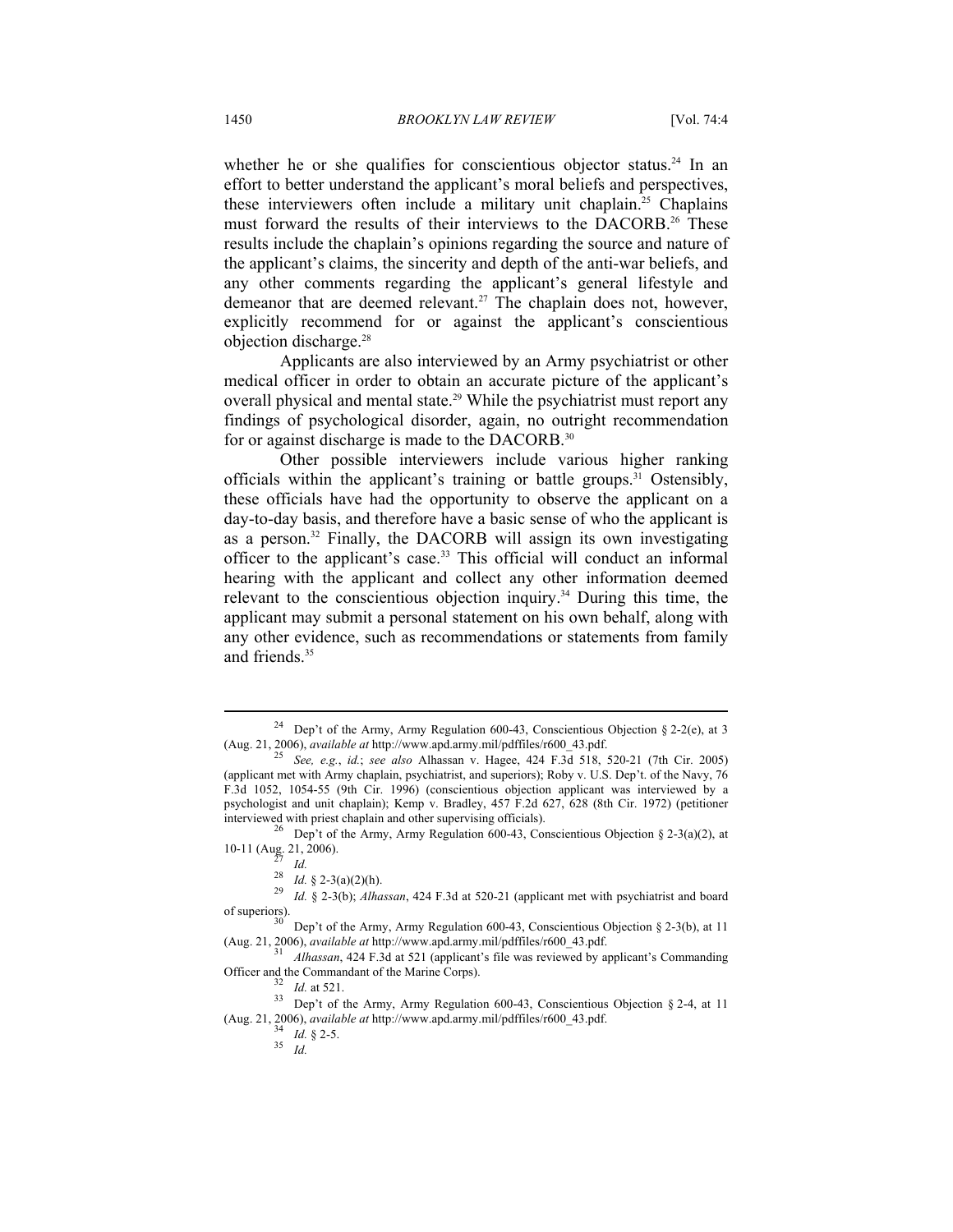whether he or she qualifies for conscientious objector status.[24] In an effort to better understand the applicant's moral beliefs and perspectives, these interviewers often include a military unit chaplain.[25] Chaplains must forward the results of their interviews to the DACORB.[26] These results include the chaplain's opinions regarding the source and nature of the applicant's claims, the sincerity and depth of the anti-war beliefs, and any other comments regarding the applicant's general lifestyle and demeanor that are deemed relevant.[27] The chaplain does not, however, explicitly recommend for or against the applicant's conscientious objection discharge.[28]

Applicants are also interviewed by an Army psychiatrist or other medical officer in order to obtain an accurate picture of the applicant's overall physical and mental state.[29] While the psychiatrist must report any findings of psychological disorder, again, no outright recommendation for or against discharge is made to the DACORB.[30]

Other possible interviewers include various higher ranking officials within the applicant's training or battle groups.[31] Ostensibly, these officials have had the opportunity to observe the applicant on a day-to-day basis, and therefore have a basic sense of who the applicant is as a person.[32] Finally, the DACORB will assign its own investigating officer to the applicant's case.[33] This official will conduct an informal hearing with the applicant and collect any other information deemed relevant to the conscientious objection inquiry.[34] During this time, the applicant may submit a personal statement on his own behalf, along with any other evidence, such as recommendations or statements from family and friends.[35]

---

[24] Dep't of the Army, Army Regulation 600-43, Conscientious Objection § 2-2(e), at 3 (Aug. 21, 2006), *available at* http://www.apd.army.mil/pdffiles/r600_43.pdf.

[25] *See, e.g.*, *id.*; *see also* Alhassan v. Hagee, 424 F.3d 518, 520-21 (7th Cir. 2005) (applicant met with Army chaplain, psychiatrist, and superiors); Roby v. U.S. Dep't. of the Navy, 76 F.3d 1052, 1054-55 (9th Cir. 1996) (conscientious objection applicant was interviewed by a psychologist and unit chaplain); Kemp v. Bradley, 457 F.2d 627, 628 (8th Cir. 1972) (petitioner interviewed with priest chaplain and other supervising officials).

[26] Dep't of the Army, Army Regulation 600-43, Conscientious Objection § 2-3(a)(2), at 10-11 (Aug. 21, 2006).

[27] *Id.*

[28] *Id.* § 2-3(a)(2)(h).

[29] *Id.* § 2-3(b); *Alhassan*, 424 F.3d at 520-21 (applicant met with psychiatrist and board of superiors).

[30] Dep't of the Army, Army Regulation 600-43, Conscientious Objection § 2-3(b), at 11 (Aug. 21, 2006), *available at* http://www.apd.army.mil/pdffiles/r600_43.pdf.

[31] *Alhassan*, 424 F.3d at 521 (applicant's file was reviewed by applicant's Commanding Officer and the Commandant of the Marine Corps).

[32] *Id.* at 521.

[33] Dep't of the Army, Army Regulation 600-43, Conscientious Objection § 2-4, at 11 (Aug. 21, 2006), *available at* http://www.apd.army.mil/pdffiles/r600_43.pdf.

[34] *Id.* § 2-5.

[35] *Id.*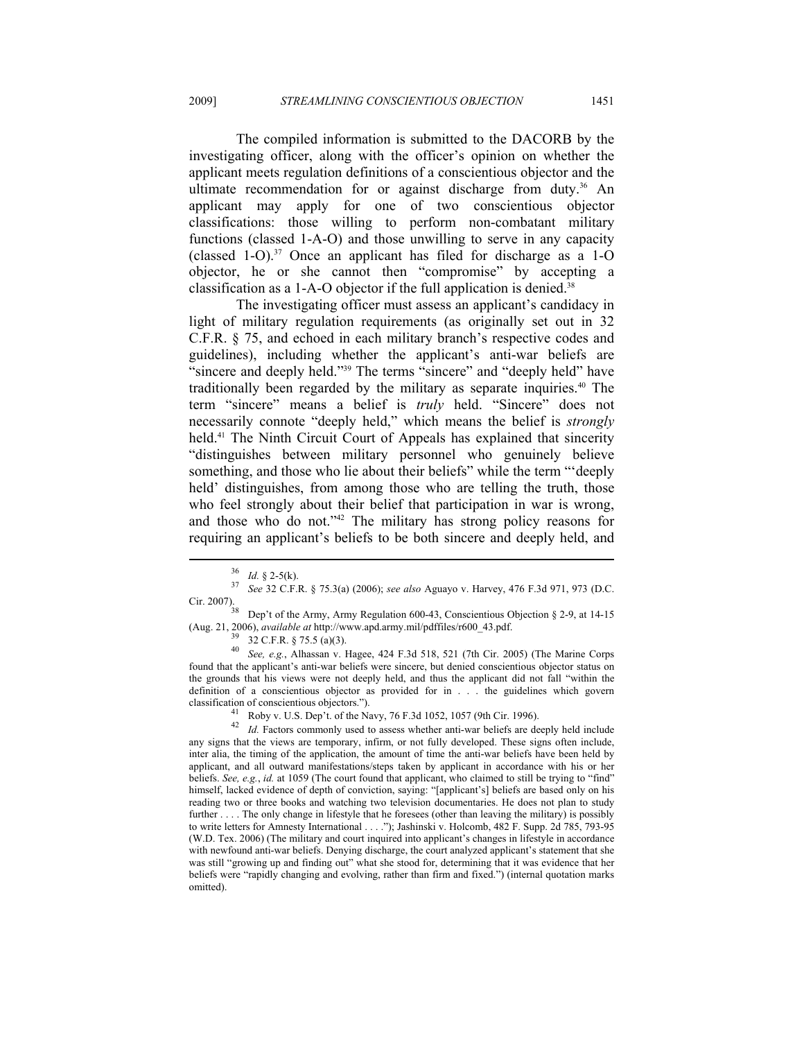The compiled information is submitted to the DACORB by the investigating officer, along with the officer's opinion on whether the applicant meets regulation definitions of a conscientious objector and the ultimate recommendation for or against discharge from duty.[36] An applicant may apply for one of two conscientious objector classifications: those willing to perform non-combatant military functions (classed 1-A-O) and those unwilling to serve in any capacity (classed 1-O).[37] Once an applicant has filed for discharge as a 1-O objector, he or she cannot then "compromise" by accepting a classification as a 1-A-O objector if the full application is denied.[38]

The investigating officer must assess an applicant's candidacy in light of military regulation requirements (as originally set out in 32 C.F.R. § 75, and echoed in each military branch's respective codes and guidelines), including whether the applicant's anti-war beliefs are "sincere and deeply held."[39] The terms "sincere" and "deeply held" have traditionally been regarded by the military as separate inquiries.[40] The term "sincere" means a belief is *truly* held. "Sincere" does not necessarily connote "deeply held," which means the belief is *strongly* held.[41] The Ninth Circuit Court of Appeals has explained that sincerity "distinguishes between military personnel who genuinely believe something, and those who lie about their beliefs" while the term "'deeply held' distinguishes, from among those who are telling the truth, those who feel strongly about their belief that participation in war is wrong, and those who do not."[42] The military has strong policy reasons for requiring an applicant's beliefs to be both sincere and deeply held, and

---

[36] *Id.* § 2-5(k).

[37] *See* 32 C.F.R. § 75.3(a) (2006); *see also* Aguayo v. Harvey, 476 F.3d 971, 973 (D.C. Cir. 2007).

[38] Dep't of the Army, Army Regulation 600-43, Conscientious Objection § 2-9, at 14-15 (Aug. 21, 2006), *available at* http://www.apd.army.mil/pdffiles/r600_43.pdf.

[39] 32 C.F.R. § 75.5 (a)(3).

[40] *See, e.g.*, Alhassan v. Hagee, 424 F.3d 518, 521 (7th Cir. 2005) (The Marine Corps found that the applicant's anti-war beliefs were sincere, but denied conscientious objector status on the grounds that his views were not deeply held, and thus the applicant did not fall "within the definition of a conscientious objector as provided for in . . . the guidelines which govern classification of conscientious objectors.").

[41] Roby v. U.S. Dep't. of the Navy, 76 F.3d 1052, 1057 (9th Cir. 1996).

[42] *Id.* Factors commonly used to assess whether anti-war beliefs are deeply held include any signs that the views are temporary, infirm, or not fully developed. These signs often include, inter alia, the timing of the application, the amount of time the anti-war beliefs have been held by applicant, and all outward manifestations/steps taken by applicant in accordance with his or her beliefs. *See, e.g.*, *id.* at 1059 (The court found that applicant, who claimed to still be trying to "find" himself, lacked evidence of depth of conviction, saying: "[applicant's] beliefs are based only on his reading two or three books and watching two television documentaries. He does not plan to study further . . . . The only change in lifestyle that he foresees (other than leaving the military) is possibly to write letters for Amnesty International . . . ."); Jashinski v. Holcomb, 482 F. Supp. 2d 785, 793-95 (W.D. Tex. 2006) (The military and court inquired into applicant's changes in lifestyle in accordance with newfound anti-war beliefs. Denying discharge, the court analyzed applicant's statement that she was still "growing up and finding out" what she stood for, determining that it was evidence that her beliefs were "rapidly changing and evolving, rather than firm and fixed.") (internal quotation marks omitted).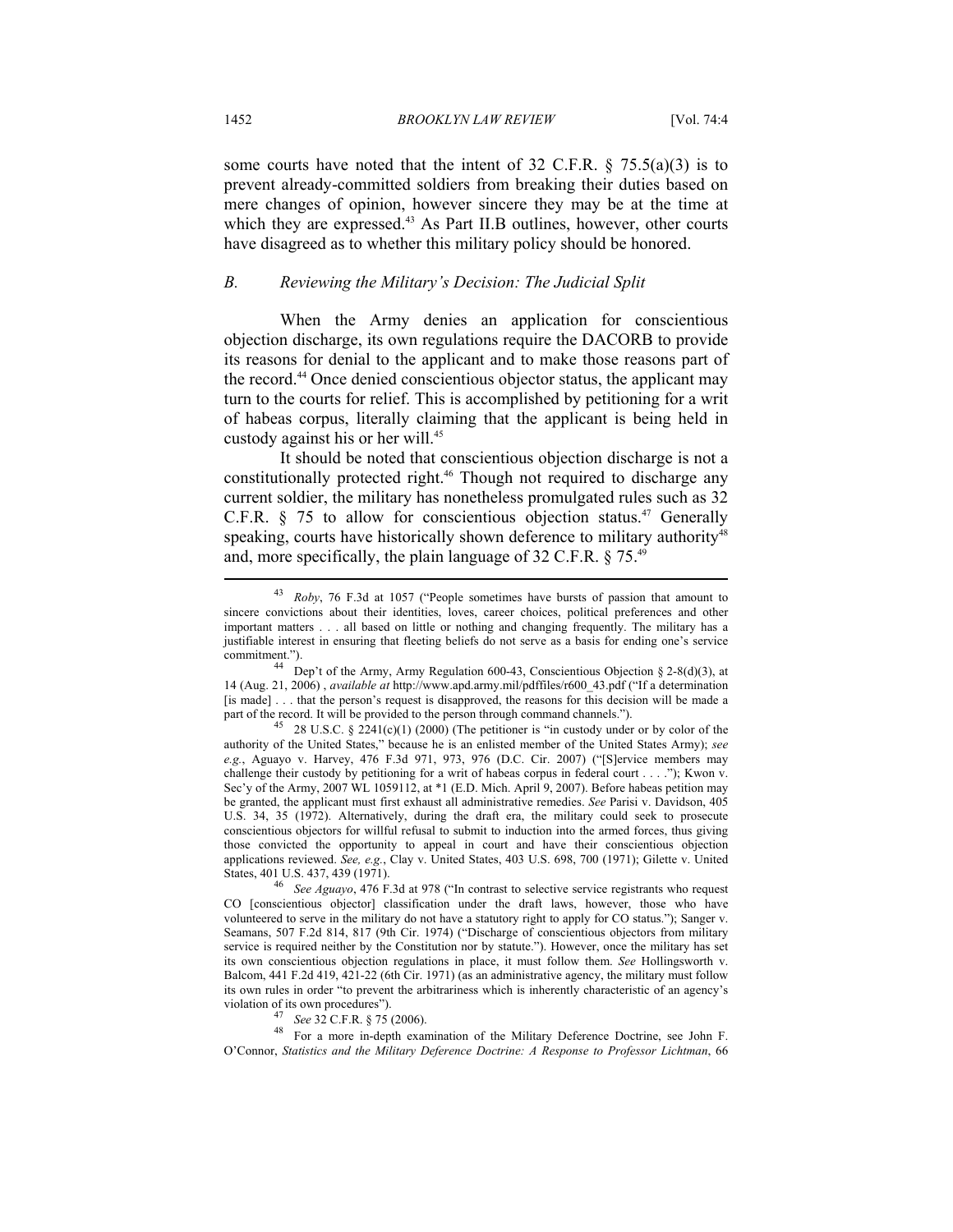some courts have noted that the intent of 32 C.F.R. § 75.5(a)(3) is to prevent already-committed soldiers from breaking their duties based on mere changes of opinion, however sincere they may be at the time at which they are expressed.[43] As Part II.B outlines, however, other courts have disagreed as to whether this military policy should be honored.

### *B. Reviewing the Military's Decision: The Judicial Split*

When the Army denies an application for conscientious objection discharge, its own regulations require the DACORB to provide its reasons for denial to the applicant and to make those reasons part of the record.[44] Once denied conscientious objector status, the applicant may turn to the courts for relief. This is accomplished by petitioning for a writ of habeas corpus, literally claiming that the applicant is being held in custody against his or her will.[45]

It should be noted that conscientious objection discharge is not a constitutionally protected right.[46] Though not required to discharge any current soldier, the military has nonetheless promulgated rules such as 32 C.F.R. § 75 to allow for conscientious objection status.[47] Generally speaking, courts have historically shown deference to military authority[48] and, more specifically, the plain language of 32 C.F.R. § 75.[49]

---

[43] *Roby*, 76 F.3d at 1057 ("People sometimes have bursts of passion that amount to sincere convictions about their identities, loves, career choices, political preferences and other important matters . . . all based on little or nothing and changing frequently. The military has a justifiable interest in ensuring that fleeting beliefs do not serve as a basis for ending one's service commitment.").

[44] Dep't of the Army, Army Regulation 600-43, Conscientious Objection § 2-8(d)(3), at 14 (Aug. 21, 2006) , *available at* http://www.apd.army.mil/pdffiles/r600_43.pdf ("If a determination [is made] . . . that the person's request is disapproved, the reasons for this decision will be made a part of the record. It will be provided to the person through command channels.").

[45] 28 U.S.C. § 2241(c)(1) (2000) (The petitioner is "in custody under or by color of the authority of the United States," because he is an enlisted member of the United States Army); *see e.g.*, Aguayo v. Harvey, 476 F.3d 971, 973, 976 (D.C. Cir. 2007) ("[S]ervice members may challenge their custody by petitioning for a writ of habeas corpus in federal court . . . ."); Kwon v. Sec'y of the Army, 2007 WL 1059112, at *1 (E.D. Mich. April 9, 2007). Before habeas petition may be granted, the applicant must first exhaust all administrative remedies. *See* Parisi v. Davidson, 405 U.S. 34, 35 (1972). Alternatively, during the draft era, the military could seek to prosecute conscientious objectors for willful refusal to submit to induction into the armed forces, thus giving those convicted the opportunity to appeal in court and have their conscientious objection applications reviewed. *See, e.g.*, Clay v. United States, 403 U.S. 698, 700 (1971); Gilette v. United States, 401 U.S. 437, 439 (1971).

[46] *See Aguayo*, 476 F.3d at 978 ("In contrast to selective service registrants who request CO [conscientious objector] classification under the draft laws, however, those who have volunteered to serve in the military do not have a statutory right to apply for CO status."); Sanger v. Seamans, 507 F.2d 814, 817 (9th Cir. 1974) ("Discharge of conscientious objectors from military service is required neither by the Constitution nor by statute."). However, once the military has set its own conscientious objection regulations in place, it must follow them. *See* Hollingsworth v. Balcom, 441 F.2d 419, 421-22 (6th Cir. 1971) (as an administrative agency, the military must follow its own rules in order "to prevent the arbitrariness which is inherently characteristic of an agency's violation of its own procedures").

[47] *See* 32 C.F.R. § 75 (2006).

[48] For a more in-depth examination of the Military Deference Doctrine, see John F. O'Connor, *Statistics and the Military Deference Doctrine: A Response to Professor Lichtman*, 66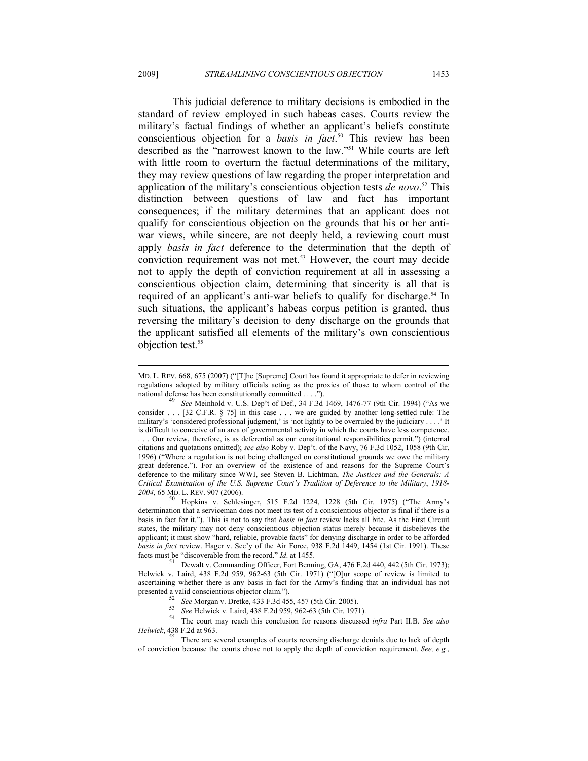This judicial deference to military decisions is embodied in the standard of review employed in such habeas cases. Courts review the military's factual findings of whether an applicant's beliefs constitute conscientious objection for a *basis in fact*.[50] This review has been described as the "narrowest known to the law."[51] While courts are left with little room to overturn the factual determinations of the military, they may review questions of law regarding the proper interpretation and application of the military's conscientious objection tests *de novo*.[52] This distinction between questions of law and fact has important consequences; if the military determines that an applicant does not qualify for conscientious objection on the grounds that his or her anti-war views, while sincere, are not deeply held, a reviewing court must apply *basis in fact* deference to the determination that the depth of conviction requirement was not met.[53] However, the court may decide not to apply the depth of conviction requirement at all in assessing a conscientious objection claim, determining that sincerity is all that is required of an applicant's anti-war beliefs to qualify for discharge.[54] In such situations, the applicant's habeas corpus petition is granted, thus reversing the military's decision to deny discharge on the grounds that the applicant satisfied all elements of the military's own conscientious objection test.[55]

---

MD. L. REV. 668, 675 (2007) ("[T]he [Supreme] Court has found it appropriate to defer in reviewing regulations adopted by military officials acting as the proxies of those to whom control of the national defense has been constitutionally committed . . . .").

[49] *See* Meinhold v. U.S. Dep't of Def., 34 F.3d 1469, 1476-77 (9th Cir. 1994) ("As we consider . . . [32 C.F.R. § 75] in this case . . . we are guided by another long-settled rule: The military's 'considered professional judgment,' is 'not lightly to be overruled by the judiciary . . . .' It is difficult to conceive of an area of governmental activity in which the courts have less competence. . . . Our review, therefore, is as deferential as our constitutional responsibilities permit.") (internal citations and quotations omitted); *see also* Roby v. Dep't. of the Navy, 76 F.3d 1052, 1058 (9th Cir. 1996) ("Where a regulation is not being challenged on constitutional grounds we owe the military great deference."). For an overview of the existence of and reasons for the Supreme Court's deference to the military since WWI, see Steven B. Lichtman, *The Justices and the Generals: A Critical Examination of the U.S. Supreme Court's Tradition of Deference to the Military, 1918-2004*, 65 MD. L. REV. 907 (2006).

[50] Hopkins v. Schlesinger, 515 F.2d 1224, 1228 (5th Cir. 1975) ("The Army's determination that a serviceman does not meet its test of a conscientious objector is final if there is a basis in fact for it."). This is not to say that *basis in fact* review lacks all bite. As the First Circuit states, the military may not deny conscientious objection status merely because it disbelieves the applicant; it must show "hard, reliable, provable facts" for denying discharge in order to be afforded *basis in fact* review. Hager v. Sec'y of the Air Force, 938 F.2d 1449, 1454 (1st Cir. 1991). These facts must be "discoverable from the record." *Id*. at 1455.

[51] Dewalt v. Commanding Officer, Fort Benning, GA, 476 F.2d 440, 442 (5th Cir. 1973); Helwick v. Laird, 438 F.2d 959, 962-63 (5th Cir. 1971) ("[O]ur scope of review is limited to ascertaining whether there is any basis in fact for the Army's finding that an individual has not presented a valid conscientious objector claim.").

[52] *See* Morgan v. Dretke, 433 F.3d 455, 457 (5th Cir. 2005).

[53] *See* Helwick v. Laird, 438 F.2d 959, 962-63 (5th Cir. 1971).

[54] The court may reach this conclusion for reasons discussed *infra* Part II.B. *See also Helwick*, 438 F.2d at 963.

[55] There are several examples of courts reversing discharge denials due to lack of depth of conviction because the courts chose not to apply the depth of conviction requirement. *See, e.g.*,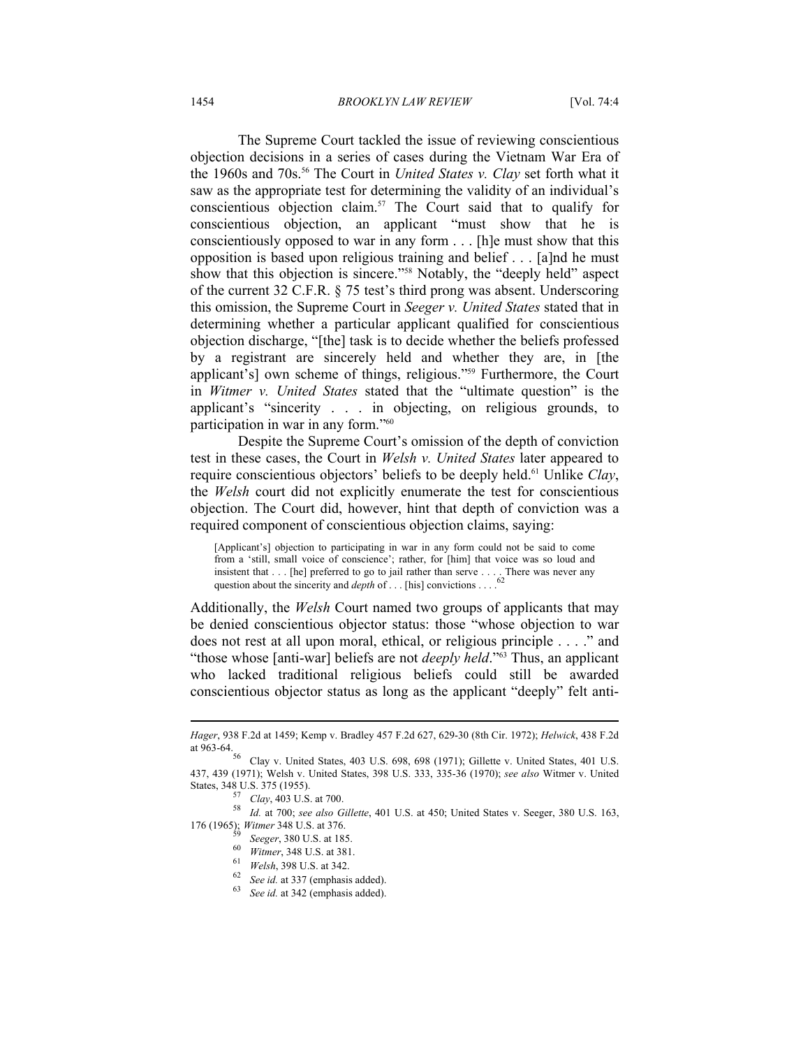The Supreme Court tackled the issue of reviewing conscientious objection decisions in a series of cases during the Vietnam War Era of the 1960s and 70s.[56] The Court in *United States v. Clay* set forth what it saw as the appropriate test for determining the validity of an individual's conscientious objection claim.[57] The Court said that to qualify for conscientious objection, an applicant "must show that he is conscientiously opposed to war in any form . . . [h]e must show that this opposition is based upon religious training and belief . . . [a]nd he must show that this objection is sincere."[58] Notably, the "deeply held" aspect of the current 32 C.F.R. § 75 test's third prong was absent. Underscoring this omission, the Supreme Court in *Seeger v. United States* stated that in determining whether a particular applicant qualified for conscientious objection discharge, "[the] task is to decide whether the beliefs professed by a registrant are sincerely held and whether they are, in [the applicant's] own scheme of things, religious."[59] Furthermore, the Court in *Witmer v. United States* stated that the "ultimate question" is the applicant's "sincerity . . . in objecting, on religious grounds, to participation in war in any form."[60]

Despite the Supreme Court's omission of the depth of conviction test in these cases, the Court in *Welsh v. United States* later appeared to require conscientious objectors' beliefs to be deeply held.[61] Unlike *Clay*, the *Welsh* court did not explicitly enumerate the test for conscientious objection. The Court did, however, hint that depth of conviction was a required component of conscientious objection claims, saying:

> [Applicant's] objection to participating in war in any form could not be said to come from a 'still, small voice of conscience'; rather, for [him] that voice was so loud and insistent that . . . [he] preferred to go to jail rather than serve . . . . There was never any question about the sincerity and *depth* of . . . [his] convictions . . . .[62]

Additionally, the *Welsh* Court named two groups of applicants that may be denied conscientious objector status: those "whose objection to war does not rest at all upon moral, ethical, or religious principle . . . ." and "those whose [anti-war] beliefs are not *deeply held*."[63] Thus, an applicant who lacked traditional religious beliefs could still be awarded conscientious objector status as long as the applicant "deeply" felt anti-

---

*Hager*, 938 F.2d at 1459; Kemp v. Bradley 457 F.2d 627, 629-30 (8th Cir. 1972); *Helwick*, 438 F.2d at 963-64.

[56] Clay v. United States, 403 U.S. 698, 698 (1971); Gillette v. United States, 401 U.S. 437, 439 (1971); Welsh v. United States, 398 U.S. 333, 335-36 (1970); *see also* Witmer v. United States, 348 U.S. 375 (1955).

[57] *Clay*, 403 U.S. at 700.

[58] *Id.* at 700; *see also Gillette*, 401 U.S. at 450; United States v. Seeger, 380 U.S. 163, 176 (1965); *Witmer* 348 U.S. at 376.

[59] *Seeger*, 380 U.S. at 185.

[60] *Witmer*, 348 U.S. at 381.

[61] *Welsh*, 398 U.S. at 342.

[62] *See id.* at 337 (emphasis added).

[63] *See id.* at 342 (emphasis added).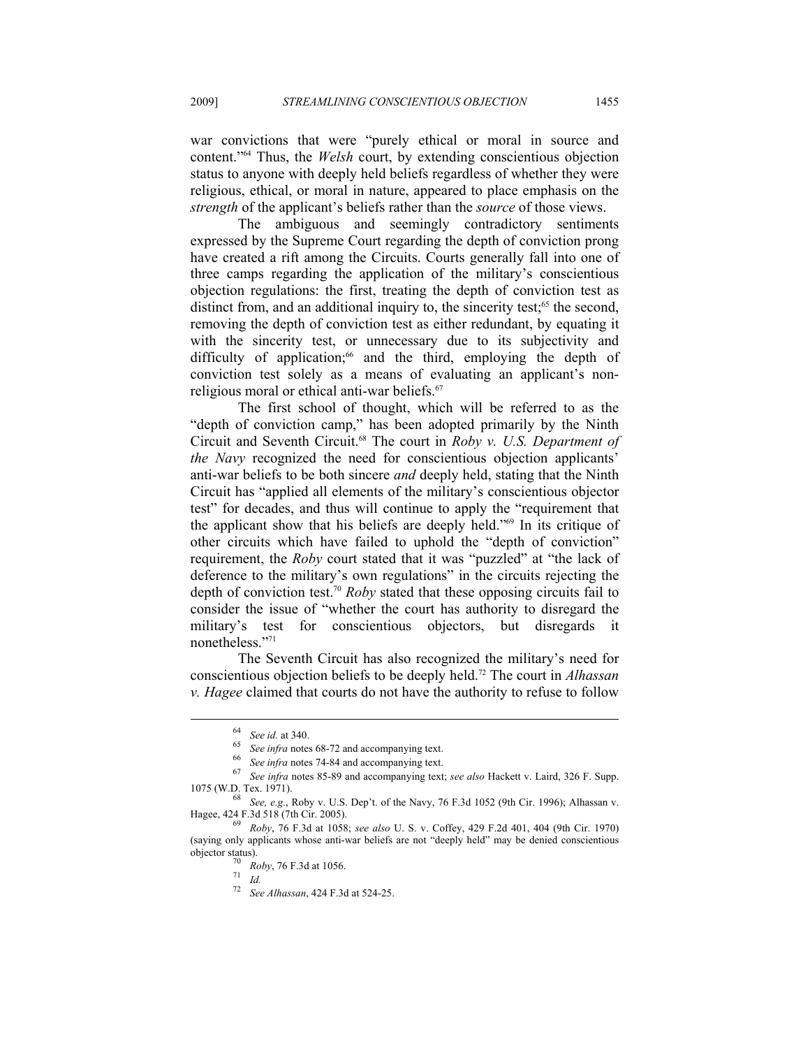war convictions that were "purely ethical or moral in source and content."[64] Thus, the *Welsh* court, by extending conscientious objection status to anyone with deeply held beliefs regardless of whether they were religious, ethical, or moral in nature, appeared to place emphasis on the *strength* of the applicant's beliefs rather than the *source* of those views.

The ambiguous and seemingly contradictory sentiments expressed by the Supreme Court regarding the depth of conviction prong have created a rift among the Circuits. Courts generally fall into one of three camps regarding the application of the military's conscientious objection regulations: the first, treating the depth of conviction test as distinct from, and an additional inquiry to, the sincerity test;[65] the second, removing the depth of conviction test as either redundant, by equating it with the sincerity test, or unnecessary due to its subjectivity and difficulty of application;[66] and the third, employing the depth of conviction test solely as a means of evaluating an applicant's non-religious moral or ethical anti-war beliefs.[67]

The first school of thought, which will be referred to as the "depth of conviction camp," has been adopted primarily by the Ninth Circuit and Seventh Circuit.[68] The court in *Roby v. U.S. Department of the Navy* recognized the need for conscientious objection applicants' anti-war beliefs to be both sincere *and* deeply held, stating that the Ninth Circuit has "applied all elements of the military's conscientious objector test" for decades, and thus will continue to apply the "requirement that the applicant show that his beliefs are deeply held."[69] In its critique of other circuits which have failed to uphold the "depth of conviction" requirement, the *Roby* court stated that it was "puzzled" at "the lack of deference to the military's own regulations" in the circuits rejecting the depth of conviction test.[70] *Roby* stated that these opposing circuits fail to consider the issue of "whether the court has authority to disregard the military's test for conscientious objectors, but disregards it nonetheless."[71]

The Seventh Circuit has also recognized the military's need for conscientious objection beliefs to be deeply held.[72] The court in *Alhassan v. Hagee* claimed that courts do not have the authority to refuse to follow

---

[64] *See id.* at 340.

[65] *See infra* notes 68-72 and accompanying text.

[66] *See infra* notes 74-84 and accompanying text.

[67] *See infra* notes 85-89 and accompanying text; *see also* Hackett v. Laird, 326 F. Supp. 1075 (W.D. Tex. 1971).

[68] *See, e.g.*, Roby v. U.S. Dep't. of the Navy, 76 F.3d 1052 (9th Cir. 1996); Alhassan v. Hagee, 424 F.3d 518 (7th Cir. 2005).

[69] *Roby*, 76 F.3d at 1058; *see also* U. S. v. Coffey, 429 F.2d 401, 404 (9th Cir. 1970) (saying only applicants whose anti-war beliefs are not "deeply held" may be denied conscientious objector status).

[70] *Roby*, 76 F.3d at 1056.

[71] *Id.*

[72] *See Alhassan*, 424 F.3d at 524-25.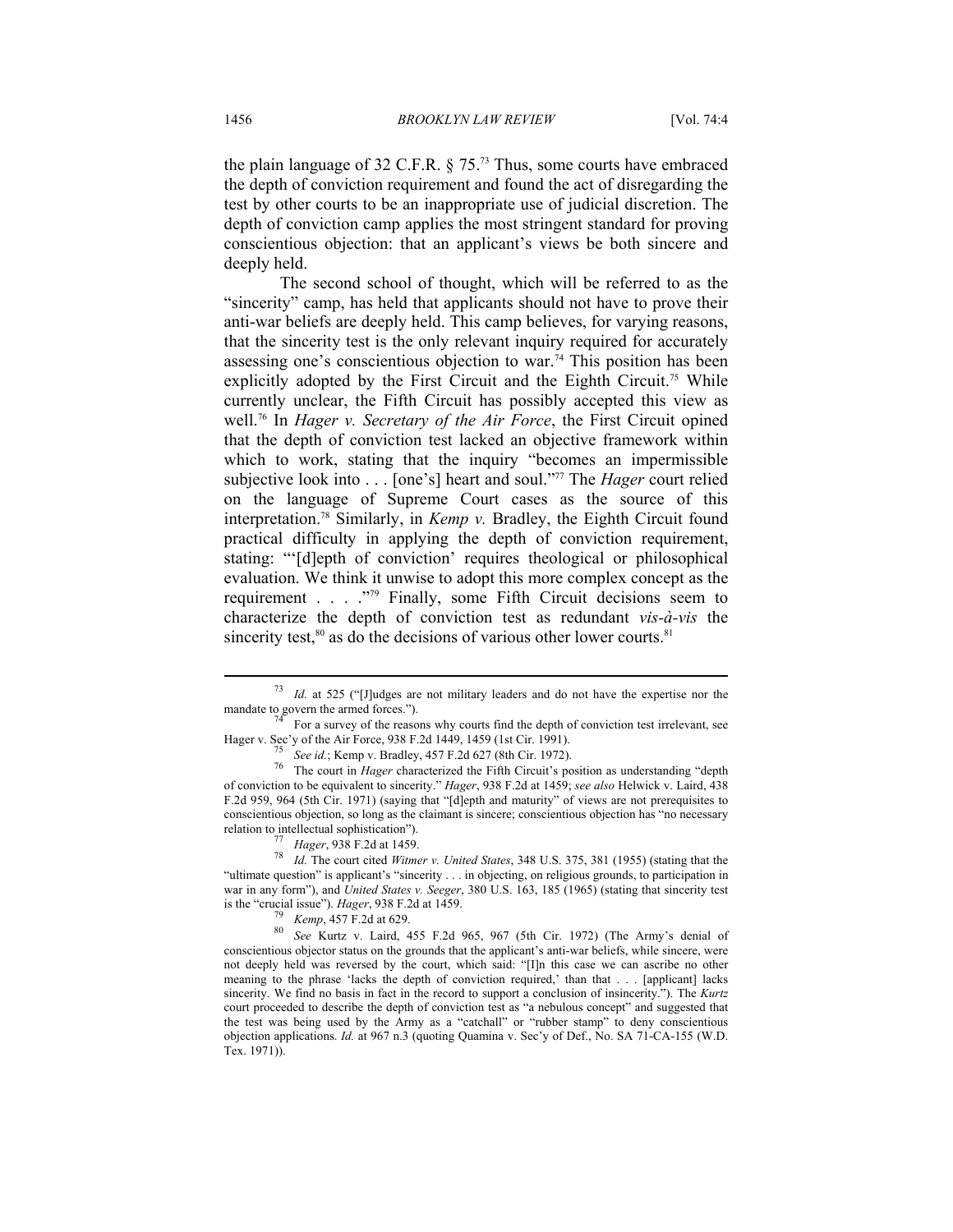the plain language of 32 C.F.R. § 75.[73] Thus, some courts have embraced the depth of conviction requirement and found the act of disregarding the test by other courts to be an inappropriate use of judicial discretion. The depth of conviction camp applies the most stringent standard for proving conscientious objection: that an applicant's views be both sincere and deeply held.

The second school of thought, which will be referred to as the "sincerity" camp, has held that applicants should not have to prove their anti-war beliefs are deeply held. This camp believes, for varying reasons, that the sincerity test is the only relevant inquiry required for accurately assessing one's conscientious objection to war.[74] This position has been explicitly adopted by the First Circuit and the Eighth Circuit.[75] While currently unclear, the Fifth Circuit has possibly accepted this view as well.[76] In *Hager v. Secretary of the Air Force*, the First Circuit opined that the depth of conviction test lacked an objective framework within which to work, stating that the inquiry "becomes an impermissible subjective look into . . . [one's] heart and soul."[77] The *Hager* court relied on the language of Supreme Court cases as the source of this interpretation.[78] Similarly, in *Kemp v.* Bradley, the Eighth Circuit found practical difficulty in applying the depth of conviction requirement, stating: "'[d]epth of conviction' requires theological or philosophical evaluation. We think it unwise to adopt this more complex concept as the requirement . . . ."[79] Finally, some Fifth Circuit decisions seem to characterize the depth of conviction test as redundant *vis-à-vis* the sincerity test,[80] as do the decisions of various other lower courts.[81]

---

[73] *Id.* at 525 ("[J]udges are not military leaders and do not have the expertise nor the mandate to govern the armed forces.").

[74] For a survey of the reasons why courts find the depth of conviction test irrelevant, see Hager v. Sec'y of the Air Force, 938 F.2d 1449, 1459 (1st Cir. 1991).

[75] *See id.*; Kemp v. Bradley, 457 F.2d 627 (8th Cir. 1972).

[76] The court in *Hager* characterized the Fifth Circuit's position as understanding "depth of conviction to be equivalent to sincerity." *Hager*, 938 F.2d at 1459; *see also* Helwick v. Laird, 438 F.2d 959, 964 (5th Cir. 1971) (saying that "[d]epth and maturity" of views are not prerequisites to conscientious objection, so long as the claimant is sincere; conscientious objection has "no necessary relation to intellectual sophistication").

[77] *Hager*, 938 F.2d at 1459.

[78] *Id.* The court cited *Witmer v. United States*, 348 U.S. 375, 381 (1955) (stating that the "ultimate question" is applicant's "sincerity . . . in objecting, on religious grounds, to participation in war in any form"), and *United States v. Seeger*, 380 U.S. 163, 185 (1965) (stating that sincerity test is the "crucial issue"). *Hager*, 938 F.2d at 1459.

[79] *Kemp*, 457 F.2d at 629.

[80] *See* Kurtz v. Laird, 455 F.2d 965, 967 (5th Cir. 1972) (The Army's denial of conscientious objector status on the grounds that the applicant's anti-war beliefs, while sincere, were not deeply held was reversed by the court, which said: "[I]n this case we can ascribe no other meaning to the phrase 'lacks the depth of conviction required,' than that . . . [applicant] lacks sincerity. We find no basis in fact in the record to support a conclusion of insincerity."). The *Kurtz* court proceeded to describe the depth of conviction test as "a nebulous concept" and suggested that the test was being used by the Army as a "catchall" or "rubber stamp" to deny conscientious objection applications. *Id.* at 967 n.3 (quoting Quamina v. Sec'y of Def., No. SA 71-CA-155 (W.D. Tex. 1971)).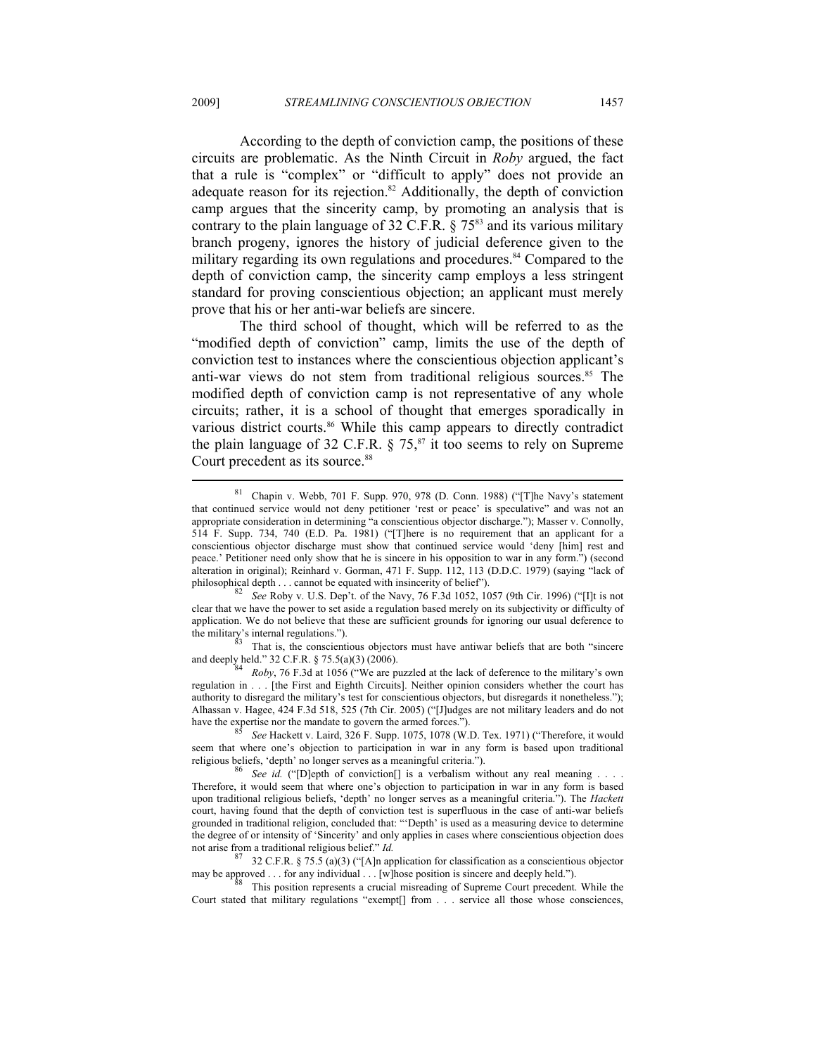According to the depth of conviction camp, the positions of these circuits are problematic. As the Ninth Circuit in *Roby* argued, the fact that a rule is "complex" or "difficult to apply" does not provide an adequate reason for its rejection.[82] Additionally, the depth of conviction camp argues that the sincerity camp, by promoting an analysis that is contrary to the plain language of 32 C.F.R. § 75[83] and its various military branch progeny, ignores the history of judicial deference given to the military regarding its own regulations and procedures.[84] Compared to the depth of conviction camp, the sincerity camp employs a less stringent standard for proving conscientious objection; an applicant must merely prove that his or her anti-war beliefs are sincere.

The third school of thought, which will be referred to as the "modified depth of conviction" camp, limits the use of the depth of conviction test to instances where the conscientious objection applicant's anti-war views do not stem from traditional religious sources.[85] The modified depth of conviction camp is not representative of any whole circuits; rather, it is a school of thought that emerges sporadically in various district courts.[86] While this camp appears to directly contradict the plain language of 32 C.F.R. § 75,[87] it too seems to rely on Supreme Court precedent as its source.[88]

---

[81] Chapin v. Webb, 701 F. Supp. 970, 978 (D. Conn. 1988) ("[T]he Navy's statement that continued service would not deny petitioner 'rest or peace' is speculative" and was not an appropriate consideration in determining "a conscientious objector discharge."); Masser v. Connolly, 514 F. Supp. 734, 740 (E.D. Pa. 1981) ("[T]here is no requirement that an applicant for a conscientious objector discharge must show that continued service would 'deny [him] rest and peace.' Petitioner need only show that he is sincere in his opposition to war in any form.") (second alteration in original); Reinhard v. Gorman, 471 F. Supp. 112, 113 (D.D.C. 1979) (saying "lack of philosophical depth . . . cannot be equated with insincerity of belief").

[82] *See* Roby v. U.S. Dep't. of the Navy, 76 F.3d 1052, 1057 (9th Cir. 1996) ("[I]t is not clear that we have the power to set aside a regulation based merely on its subjectivity or difficulty of application. We do not believe that these are sufficient grounds for ignoring our usual deference to the military's internal regulations.").

[83] That is, the conscientious objectors must have antiwar beliefs that are both "sincere and deeply held." 32 C.F.R. § 75.5(a)(3) (2006).

[84] *Roby*, 76 F.3d at 1056 ("We are puzzled at the lack of deference to the military's own regulation in . . . [the First and Eighth Circuits]. Neither opinion considers whether the court has authority to disregard the military's test for conscientious objectors, but disregards it nonetheless."); Alhassan v. Hagee, 424 F.3d 518, 525 (7th Cir. 2005) ("[J]udges are not military leaders and do not have the expertise nor the mandate to govern the armed forces.").

[85] *See* Hackett v. Laird, 326 F. Supp. 1075, 1078 (W.D. Tex. 1971) ("Therefore, it would seem that where one's objection to participation in war in any form is based upon traditional religious beliefs, 'depth' no longer serves as a meaningful criteria.").

[86] *See id.* ("[D]epth of conviction[] is a verbalism without any real meaning . . . . Therefore, it would seem that where one's objection to participation in war in any form is based upon traditional religious beliefs, 'depth' no longer serves as a meaningful criteria."). The *Hackett* court, having found that the depth of conviction test is superfluous in the case of anti-war beliefs grounded in traditional religion, concluded that: "'Depth' is used as a measuring device to determine the degree of or intensity of 'Sincerity' and only applies in cases where conscientious objection does not arise from a traditional religious belief." *Id.*

[87] 32 C.F.R. § 75.5 (a)(3) ("[A]n application for classification as a conscientious objector may be approved . . . for any individual . . . [w]hose position is sincere and deeply held.").

[88] This position represents a crucial misreading of Supreme Court precedent. While the Court stated that military regulations "exempt[] from . . . service all those whose consciences,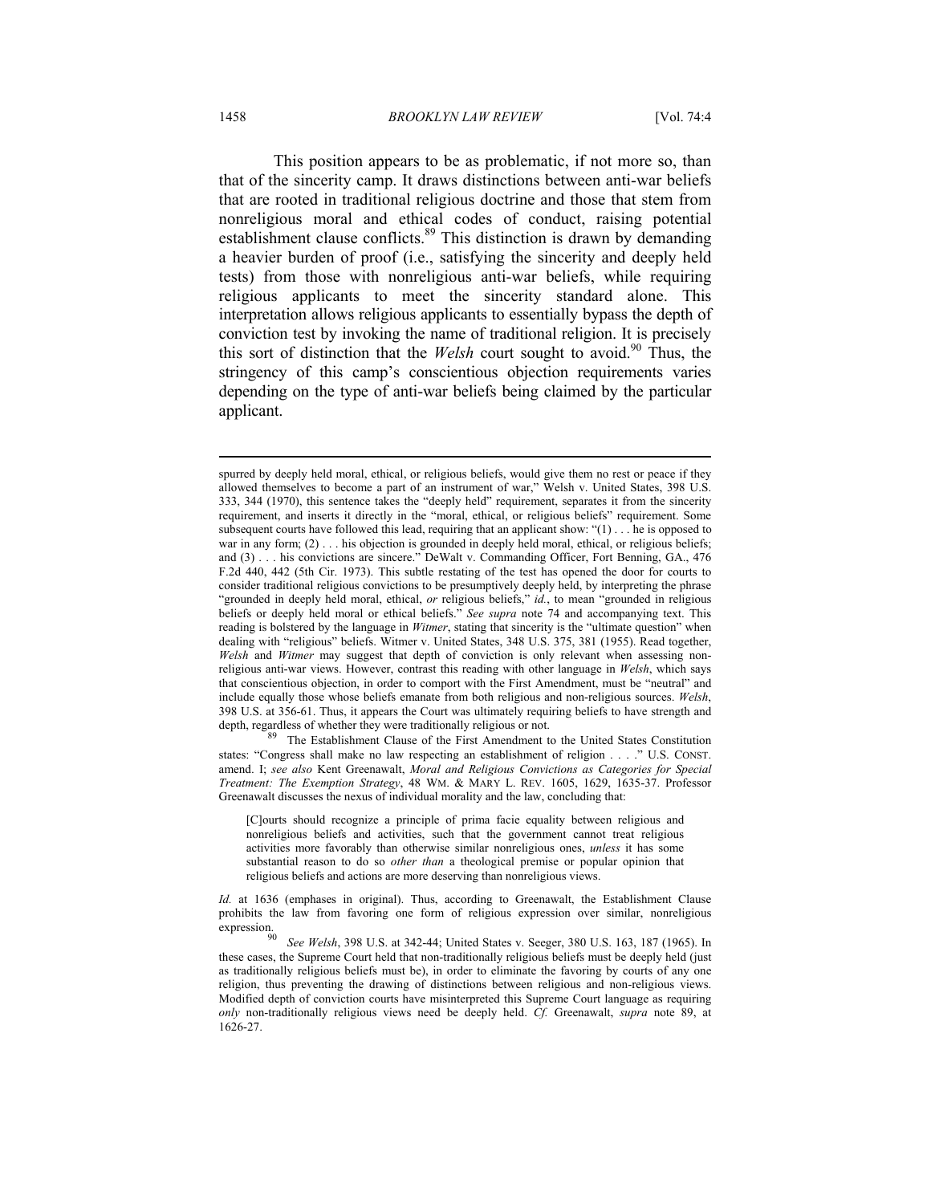This position appears to be as problematic, if not more so, than that of the sincerity camp. It draws distinctions between anti-war beliefs that are rooted in traditional religious doctrine and those that stem from nonreligious moral and ethical codes of conduct, raising potential establishment clause conflicts.[89] This distinction is drawn by demanding a heavier burden of proof (i.e., satisfying the sincerity and deeply held tests) from those with nonreligious anti-war beliefs, while requiring religious applicants to meet the sincerity standard alone. This interpretation allows religious applicants to essentially bypass the depth of conviction test by invoking the name of traditional religion. It is precisely this sort of distinction that the *Welsh* court sought to avoid.[90] Thus, the stringency of this camp's conscientious objection requirements varies depending on the type of anti-war beliefs being claimed by the particular applicant.

---

spurred by deeply held moral, ethical, or religious beliefs, would give them no rest or peace if they allowed themselves to become a part of an instrument of war," Welsh v. United States, 398 U.S. 333, 344 (1970), this sentence takes the "deeply held" requirement, separates it from the sincerity requirement, and inserts it directly in the "moral, ethical, or religious beliefs" requirement. Some subsequent courts have followed this lead, requiring that an applicant show: "(1) . . . he is opposed to war in any form; (2) . . . his objection is grounded in deeply held moral, ethical, or religious beliefs; and (3) . . . his convictions are sincere." DeWalt v. Commanding Officer, Fort Benning, GA., 476 F.2d 440, 442 (5th Cir. 1973). This subtle restating of the test has opened the door for courts to consider traditional religious convictions to be presumptively deeply held, by interpreting the phrase "grounded in deeply held moral, ethical, *or* religious beliefs," *id.*, to mean "grounded in religious beliefs or deeply held moral or ethical beliefs." *See supra* note 74 and accompanying text. This reading is bolstered by the language in *Witmer*, stating that sincerity is the "ultimate question" when dealing with "religious" beliefs. Witmer v. United States, 348 U.S. 375, 381 (1955). Read together, *Welsh* and *Witmer* may suggest that depth of conviction is only relevant when assessing non-religious anti-war views. However, contrast this reading with other language in *Welsh*, which says that conscientious objection, in order to comport with the First Amendment, must be "neutral" and include equally those whose beliefs emanate from both religious and non-religious sources. *Welsh*, 398 U.S. at 356-61. Thus, it appears the Court was ultimately requiring beliefs to have strength and depth, regardless of whether they were traditionally religious or not.

[89] The Establishment Clause of the First Amendment to the United States Constitution states: "Congress shall make no law respecting an establishment of religion . . . ." U.S. CONST. amend. I; *see also* Kent Greenawalt, *Moral and Religious Convictions as Categories for Special Treatment: The Exemption Strategy*, 48 WM. & MARY L. REV. 1605, 1629, 1635-37. Professor Greenawalt discusses the nexus of individual morality and the law, concluding that:

> [C]ourts should recognize a principle of prima facie equality between religious and nonreligious beliefs and activities, such that the government cannot treat religious activities more favorably than otherwise similar nonreligious ones, *unless* it has some substantial reason to do so *other than* a theological premise or popular opinion that religious beliefs and actions are more deserving than nonreligious views.

*Id.* at 1636 (emphases in original). Thus, according to Greenawalt, the Establishment Clause prohibits the law from favoring one form of religious expression over similar, nonreligious expression.

[90] *See Welsh*, 398 U.S. at 342-44; United States v. Seeger, 380 U.S. 163, 187 (1965). In these cases, the Supreme Court held that non-traditionally religious beliefs must be deeply held (just as traditionally religious beliefs must be), in order to eliminate the favoring by courts of any one religion, thus preventing the drawing of distinctions between religious and non-religious views. Modified depth of conviction courts have misinterpreted this Supreme Court language as requiring *only* non-traditionally religious views need be deeply held. *Cf.* Greenawalt, *supra* note 89, at 1626-27.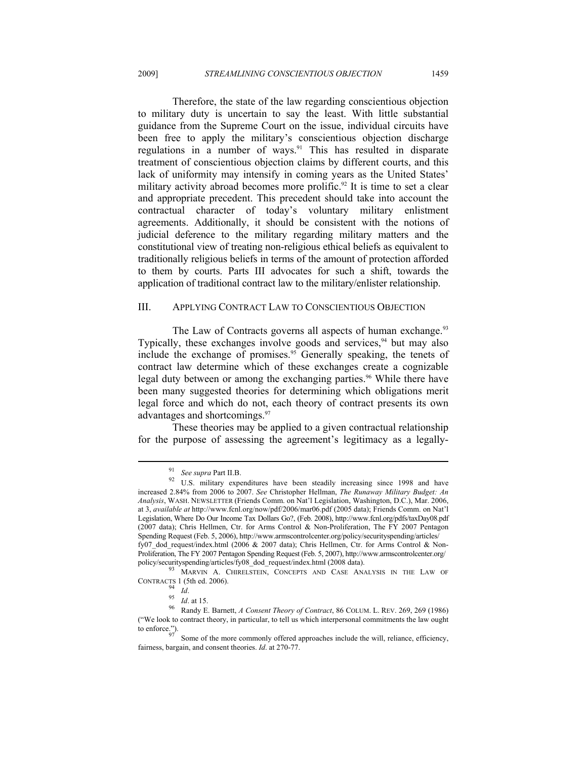Therefore, the state of the law regarding conscientious objection to military duty is uncertain to say the least. With little substantial guidance from the Supreme Court on the issue, individual circuits have been free to apply the military's conscientious objection discharge regulations in a number of ways.[91] This has resulted in disparate treatment of conscientious objection claims by different courts, and this lack of uniformity may intensify in coming years as the United States' military activity abroad becomes more prolific.[92] It is time to set a clear and appropriate precedent. This precedent should take into account the contractual character of today's voluntary military enlistment agreements. Additionally, it should be consistent with the notions of judicial deference to the military regarding military matters and the constitutional view of treating non-religious ethical beliefs as equivalent to traditionally religious beliefs in terms of the amount of protection afforded to them by courts. Parts III advocates for such a shift, towards the application of traditional contract law to the military/enlister relationship.

## III. APPLYING CONTRACT LAW TO CONSCIENTIOUS OBJECTION

The Law of Contracts governs all aspects of human exchange.[93] Typically, these exchanges involve goods and services,[94] but may also include the exchange of promises.[95] Generally speaking, the tenets of contract law determine which of these exchanges create a cognizable legal duty between or among the exchanging parties.[96] While there have been many suggested theories for determining which obligations merit legal force and which do not, each theory of contract presents its own advantages and shortcomings.[97]

These theories may be applied to a given contractual relationship for the purpose of assessing the agreement's legitimacy as a legally-

---

[91] *See supra* Part II.B.

[92] U.S. military expenditures have been steadily increasing since 1998 and have increased 2.84% from 2006 to 2007. *See* Christopher Hellman, *The Runaway Military Budget: An Analysis*, WASH. NEWSLETTER (Friends Comm. on Nat'l Legislation, Washington, D.C.), Mar. 2006, at 3, *available at* http://www.fcnl.org/now/pdf/2006/mar06.pdf (2005 data); Friends Comm. on Nat'l Legislation, Where Do Our Income Tax Dollars Go?, (Feb. 2008), http://www.fcnl.org/pdfs/taxDay08.pdf (2007 data); Chris Hellmen, Ctr. for Arms Control & Non-Proliferation, The FY 2007 Pentagon Spending Request (Feb. 5, 2006), http://www.armscontrolcenter.org/policy/securityspending/articles/fy07_dod_request/index.html (2006 & 2007 data); Chris Hellmen, Ctr. for Arms Control & Non-Proliferation, The FY 2007 Pentagon Spending Request (Feb. 5, 2007), http://www.armscontrolcenter.org/policy/securityspending/articles/fy08_dod_request/index.html (2008 data).

[93] MARVIN A. CHIRELSTEIN, CONCEPTS AND CASE ANALYSIS IN THE LAW OF CONTRACTS 1 (5th ed. 2006).

[94] *Id*.

[95] *Id*. at 15.

[96] Randy E. Barnett, *A Consent Theory of Contract*, 86 COLUM. L. REV. 269, 269 (1986) ("We look to contract theory, in particular, to tell us which interpersonal commitments the law ought to enforce.").

[97] Some of the more commonly offered approaches include the will, reliance, efficiency, fairness, bargain, and consent theories. *Id*. at 270-77.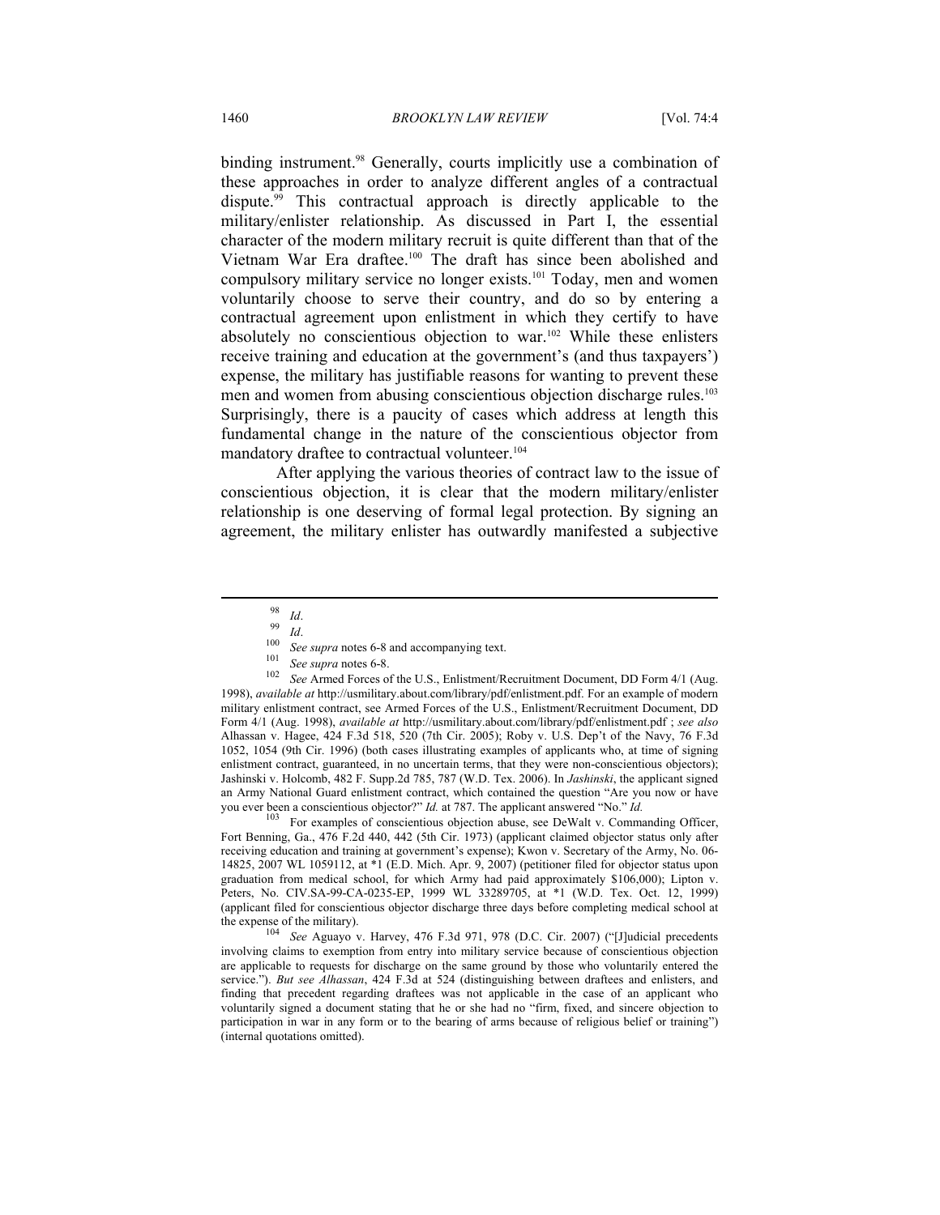binding instrument.[98] Generally, courts implicitly use a combination of these approaches in order to analyze different angles of a contractual dispute.[99] This contractual approach is directly applicable to the military/enlister relationship. As discussed in Part I, the essential character of the modern military recruit is quite different than that of the Vietnam War Era draftee.[100] The draft has since been abolished and compulsory military service no longer exists.[101] Today, men and women voluntarily choose to serve their country, and do so by entering a contractual agreement upon enlistment in which they certify to have absolutely no conscientious objection to war.[102] While these enlisters receive training and education at the government's (and thus taxpayers') expense, the military has justifiable reasons for wanting to prevent these men and women from abusing conscientious objection discharge rules.[103] Surprisingly, there is a paucity of cases which address at length this fundamental change in the nature of the conscientious objector from mandatory draftee to contractual volunteer.[104]

After applying the various theories of contract law to the issue of conscientious objection, it is clear that the modern military/enlister relationship is one deserving of formal legal protection. By signing an agreement, the military enlister has outwardly manifested a subjective

---

[98] *Id*.

[99] *Id*.

[100] *See supra* notes 6-8 and accompanying text.

[101] *See supra* notes 6-8.

[102] *See* Armed Forces of the U.S., Enlistment/Recruitment Document, DD Form 4/1 (Aug. 1998), *available at* http://usmilitary.about.com/library/pdf/enlistment.pdf. For an example of modern military enlistment contract, see Armed Forces of the U.S., Enlistment/Recruitment Document, DD Form 4/1 (Aug. 1998), *available at* http://usmilitary.about.com/library/pdf/enlistment.pdf ; *see also* Alhassan v. Hagee, 424 F.3d 518, 520 (7th Cir. 2005); Roby v. U.S. Dep't of the Navy, 76 F.3d 1052, 1054 (9th Cir. 1996) (both cases illustrating examples of applicants who, at time of signing enlistment contract, guaranteed, in no uncertain terms, that they were non-conscientious objectors); Jashinski v. Holcomb, 482 F. Supp.2d 785, 787 (W.D. Tex. 2006). In *Jashinski*, the applicant signed an Army National Guard enlistment contract, which contained the question "Are you now or have you ever been a conscientious objector?" *Id.* at 787. The applicant answered "No." *Id.*

[103] For examples of conscientious objection abuse, see DeWalt v. Commanding Officer, Fort Benning, Ga., 476 F.2d 440, 442 (5th Cir. 1973) (applicant claimed objector status only after receiving education and training at government's expense); Kwon v. Secretary of the Army, No. 06-14825, 2007 WL 1059112, at *1 (E.D. Mich. Apr. 9, 2007) (petitioner filed for objector status upon graduation from medical school, for which Army had paid approximately $106,000); Lipton v. Peters, No. CIV.SA-99-CA-0235-EP, 1999 WL 33289705, at *1 (W.D. Tex. Oct. 12, 1999) (applicant filed for conscientious objector discharge three days before completing medical school at the expense of the military).

[104] *See* Aguayo v. Harvey, 476 F.3d 971, 978 (D.C. Cir. 2007) ("[J]udicial precedents involving claims to exemption from entry into military service because of conscientious objection are applicable to requests for discharge on the same ground by those who voluntarily entered the service."). *But see Alhassan*, 424 F.3d at 524 (distinguishing between draftees and enlisters, and finding that precedent regarding draftees was not applicable in the case of an applicant who voluntarily signed a document stating that he or she had no "firm, fixed, and sincere objection to participation in war in any form or to the bearing of arms because of religious belief or training") (internal quotations omitted).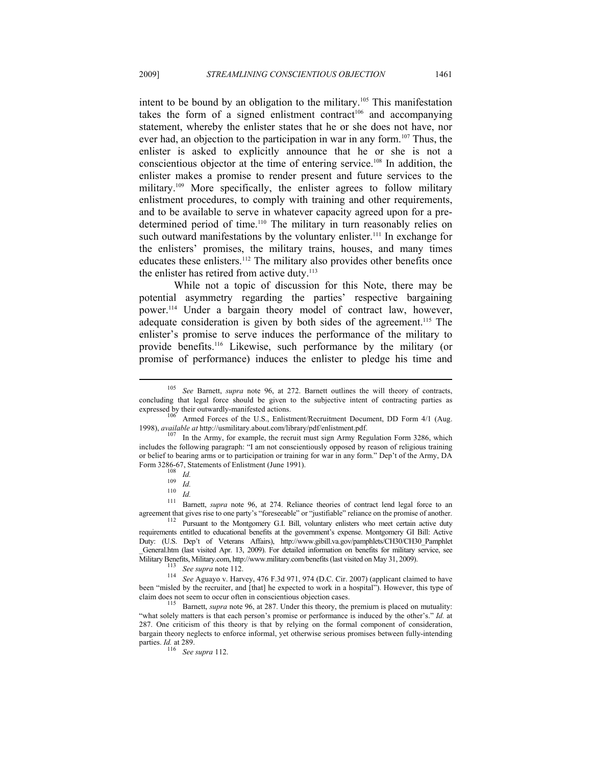intent to be bound by an obligation to the military.[105] This manifestation takes the form of a signed enlistment contract[106] and accompanying statement, whereby the enlister states that he or she does not have, nor ever had, an objection to the participation in war in any form.[107] Thus, the enlister is asked to explicitly announce that he or she is not a conscientious objector at the time of entering service.[108] In addition, the enlister makes a promise to render present and future services to the military.[109] More specifically, the enlister agrees to follow military enlistment procedures, to comply with training and other requirements, and to be available to serve in whatever capacity agreed upon for a pre-determined period of time.[110] The military in turn reasonably relies on such outward manifestations by the voluntary enlister.[111] In exchange for the enlisters' promises, the military trains, houses, and many times educates these enlisters.[112] The military also provides other benefits once the enlister has retired from active duty.[113]

While not a topic of discussion for this Note, there may be potential asymmetry regarding the parties' respective bargaining power.[114] Under a bargain theory model of contract law, however, adequate consideration is given by both sides of the agreement.[115] The enlister's promise to serve induces the performance of the military to provide benefits.[116] Likewise, such performance by the military (or promise of performance) induces the enlister to pledge his time and

---

[105] *See* Barnett, *supra* note 96, at 272. Barnett outlines the will theory of contracts, concluding that legal force should be given to the subjective intent of contracting parties as expressed by their outwardly-manifested actions.

[106] Armed Forces of the U.S., Enlistment/Recruitment Document, DD Form 4/1 (Aug. 1998), *available at* http://usmilitary.about.com/library/pdf/enlistment.pdf.

[107] In the Army, for example, the recruit must sign Army Regulation Form 3286, which includes the following paragraph: "I am not conscientiously opposed by reason of religious training or belief to bearing arms or to participation or training for war in any form." Dep't of the Army, DA Form 3286-67, Statements of Enlistment (June 1991).

[108] *Id.*

[109] *Id.*

[110] *Id.*

[111] Barnett, *supra* note 96, at 274. Reliance theories of contract lend legal force to an agreement that gives rise to one party's "foreseeable" or "justifiable" reliance on the promise of another.

[112] Pursuant to the Montgomery G.I. Bill, voluntary enlisters who meet certain active duty requirements entitled to educational benefits at the government's expense. Montgomery GI Bill: Active Duty: (U.S. Dep't of Veterans Affairs), http://www.gibill.va.gov/pamphlets/CH30/CH30_Pamphlet_General.htm (last visited Apr. 13, 2009). For detailed information on benefits for military service, see Military Benefits, Military.com, http://www.military.com/benefits (last visited on May 31, 2009).

[113] *See supra* note 112.

[114] *See* Aguayo v. Harvey, 476 F.3d 971, 974 (D.C. Cir. 2007) (applicant claimed to have been "misled by the recruiter, and [that] he expected to work in a hospital"). However, this type of claim does not seem to occur often in conscientious objection cases.

[115] Barnett, *supra* note 96, at 287. Under this theory, the premium is placed on mutuality: "what solely matters is that each person's promise or performance is induced by the other's." *Id.* at 287. One criticism of this theory is that by relying on the formal component of consideration, bargain theory neglects to enforce informal, yet otherwise serious promises between fully-intending parties. *Id.* at 289.

[116] *See supra* 112.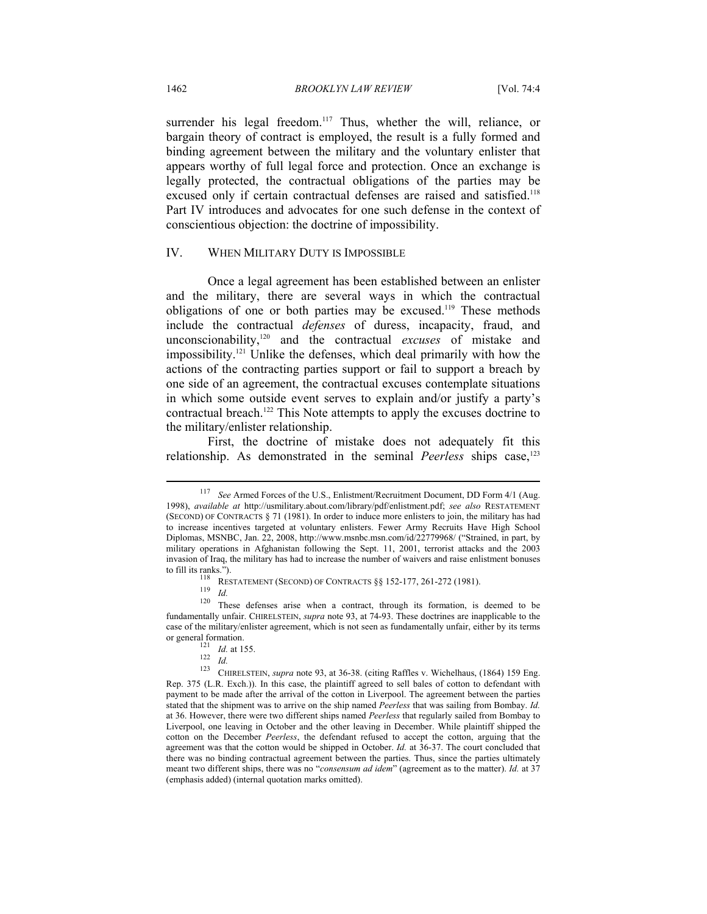surrender his legal freedom.[117] Thus, whether the will, reliance, or bargain theory of contract is employed, the result is a fully formed and binding agreement between the military and the voluntary enlister that appears worthy of full legal force and protection. Once an exchange is legally protected, the contractual obligations of the parties may be excused only if certain contractual defenses are raised and satisfied.[118] Part IV introduces and advocates for one such defense in the context of conscientious objection: the doctrine of impossibility.

## IV. WHEN MILITARY DUTY IS IMPOSSIBLE

Once a legal agreement has been established between an enlister and the military, there are several ways in which the contractual obligations of one or both parties may be excused.[119] These methods include the contractual *defenses* of duress, incapacity, fraud, and unconscionability,[120] and the contractual *excuses* of mistake and impossibility.[121] Unlike the defenses, which deal primarily with how the actions of the contracting parties support or fail to support a breach by one side of an agreement, the contractual excuses contemplate situations in which some outside event serves to explain and/or justify a party's contractual breach.[122] This Note attempts to apply the excuses doctrine to the military/enlister relationship.

First, the doctrine of mistake does not adequately fit this relationship. As demonstrated in the seminal *Peerless* ships case,[123]

---

[117] *See* Armed Forces of the U.S., Enlistment/Recruitment Document, DD Form 4/1 (Aug. 1998), *available at* http://usmilitary.about.com/library/pdf/enlistment.pdf; *see also* RESTATEMENT (SECOND) OF CONTRACTS § 71 (1981). In order to induce more enlisters to join, the military has had to increase incentives targeted at voluntary enlisters. Fewer Army Recruits Have High School Diplomas, MSNBC, Jan. 22, 2008, http://www.msnbc.msn.com/id/22779968/ ("Strained, in part, by military operations in Afghanistan following the Sept. 11, 2001, terrorist attacks and the 2003 invasion of Iraq, the military has had to increase the number of waivers and raise enlistment bonuses to fill its ranks.").

[118] RESTATEMENT (SECOND) OF CONTRACTS §§ 152-177, 261-272 (1981).

[119] *Id.*

[120] These defenses arise when a contract, through its formation, is deemed to be fundamentally unfair. CHIRELSTEIN, *supra* note 93, at 74-93. These doctrines are inapplicable to the case of the military/enlister agreement, which is not seen as fundamentally unfair, either by its terms or general formation.

[121] *Id.* at 155.

[122] *Id.*

[123] CHIRELSTEIN, *supra* note 93, at 36-38. (citing Raffles v. Wichelhaus, (1864) 159 Eng. Rep. 375 (L.R. Exch.)). In this case, the plaintiff agreed to sell bales of cotton to defendant with payment to be made after the arrival of the cotton in Liverpool. The agreement between the parties stated that the shipment was to arrive on the ship named *Peerless* that was sailing from Bombay. *Id.* at 36. However, there were two different ships named *Peerless* that regularly sailed from Bombay to Liverpool, one leaving in October and the other leaving in December. While plaintiff shipped the cotton on the December *Peerless*, the defendant refused to accept the cotton, arguing that the agreement was that the cotton would be shipped in October. *Id.* at 36-37. The court concluded that there was no binding contractual agreement between the parties. Thus, since the parties ultimately meant two different ships, there was no "*consensum ad idem*" (agreement as to the matter). *Id.* at 37 (emphasis added) (internal quotation marks omitted).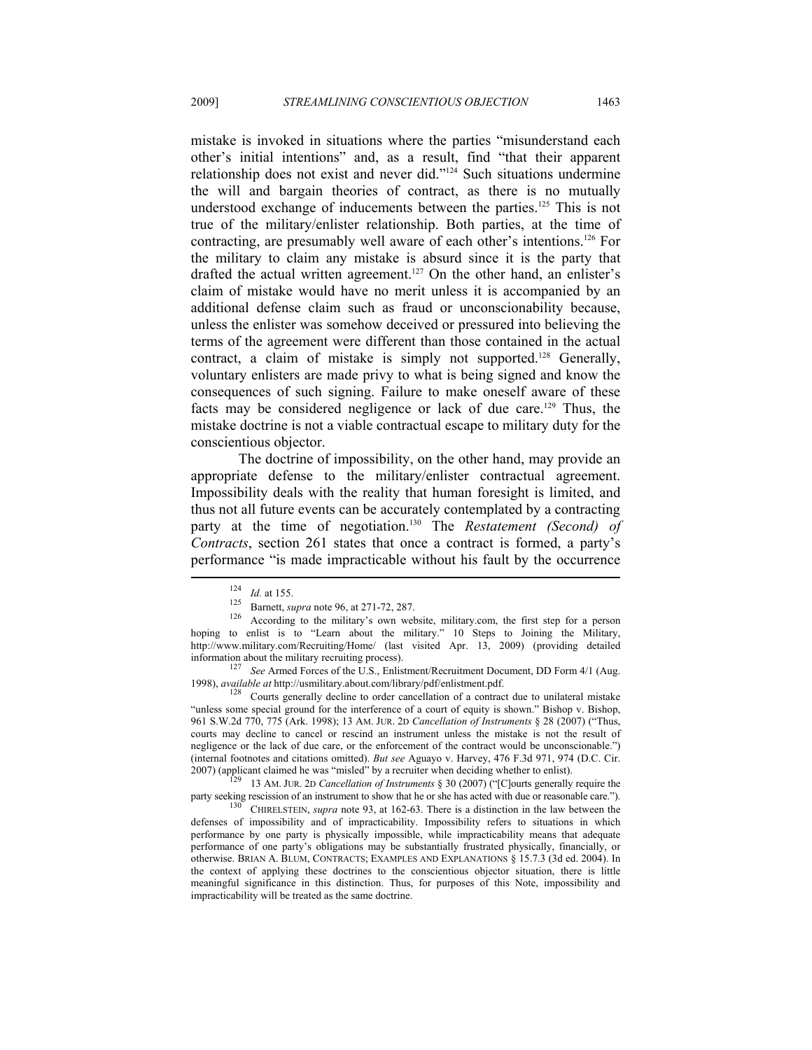mistake is invoked in situations where the parties "misunderstand each other's initial intentions" and, as a result, find "that their apparent relationship does not exist and never did."[124] Such situations undermine the will and bargain theories of contract, as there is no mutually understood exchange of inducements between the parties.[125] This is not true of the military/enlister relationship. Both parties, at the time of contracting, are presumably well aware of each other's intentions.[126] For the military to claim any mistake is absurd since it is the party that drafted the actual written agreement.[127] On the other hand, an enlister's claim of mistake would have no merit unless it is accompanied by an additional defense claim such as fraud or unconscionability because, unless the enlister was somehow deceived or pressured into believing the terms of the agreement were different than those contained in the actual contract, a claim of mistake is simply not supported.[128] Generally, voluntary enlisters are made privy to what is being signed and know the consequences of such signing. Failure to make oneself aware of these facts may be considered negligence or lack of due care.[129] Thus, the mistake doctrine is not a viable contractual escape to military duty for the conscientious objector.

The doctrine of impossibility, on the other hand, may provide an appropriate defense to the military/enlister contractual agreement. Impossibility deals with the reality that human foresight is limited, and thus not all future events can be accurately contemplated by a contracting party at the time of negotiation.[130] The *Restatement (Second) of Contracts*, section 261 states that once a contract is formed, a party's performance "is made impracticable without his fault by the occurrence

---

[124] *Id.* at 155.

[125] Barnett, *supra* note 96, at 271-72, 287.

[126] According to the military's own website, military.com, the first step for a person hoping to enlist is to "Learn about the military." 10 Steps to Joining the Military, http://www.military.com/Recruiting/Home/ (last visited Apr. 13, 2009) (providing detailed information about the military recruiting process).

[127] *See* Armed Forces of the U.S., Enlistment/Recruitment Document, DD Form 4/1 (Aug. 1998), *available at* http://usmilitary.about.com/library/pdf/enlistment.pdf.

[128] Courts generally decline to order cancellation of a contract due to unilateral mistake "unless some special ground for the interference of a court of equity is shown." Bishop v. Bishop, 961 S.W.2d 770, 775 (Ark. 1998); 13 AM. JUR. 2D *Cancellation of Instruments* § 28 (2007) ("Thus, courts may decline to cancel or rescind an instrument unless the mistake is not the result of negligence or the lack of due care, or the enforcement of the contract would be unconscionable.") (internal footnotes and citations omitted). *But see* Aguayo v. Harvey, 476 F.3d 971, 974 (D.C. Cir. 2007) (applicant claimed he was "misled" by a recruiter when deciding whether to enlist).

[129] 13 AM. JUR. 2D *Cancellation of Instruments* § 30 (2007) ("[C]ourts generally require the party seeking rescission of an instrument to show that he or she has acted with due or reasonable care.").

[130] CHIRELSTEIN, *supra* note 93, at 162-63. There is a distinction in the law between the defenses of impossibility and of impracticability. Impossibility refers to situations in which performance by one party is physically impossible, while impracticability means that adequate performance of one party's obligations may be substantially frustrated physically, financially, or otherwise. BRIAN A. BLUM, CONTRACTS; EXAMPLES AND EXPLANATIONS § 15.7.3 (3d ed. 2004). In the context of applying these doctrines to the conscientious objector situation, there is little meaningful significance in this distinction. Thus, for purposes of this Note, impossibility and impracticability will be treated as the same doctrine.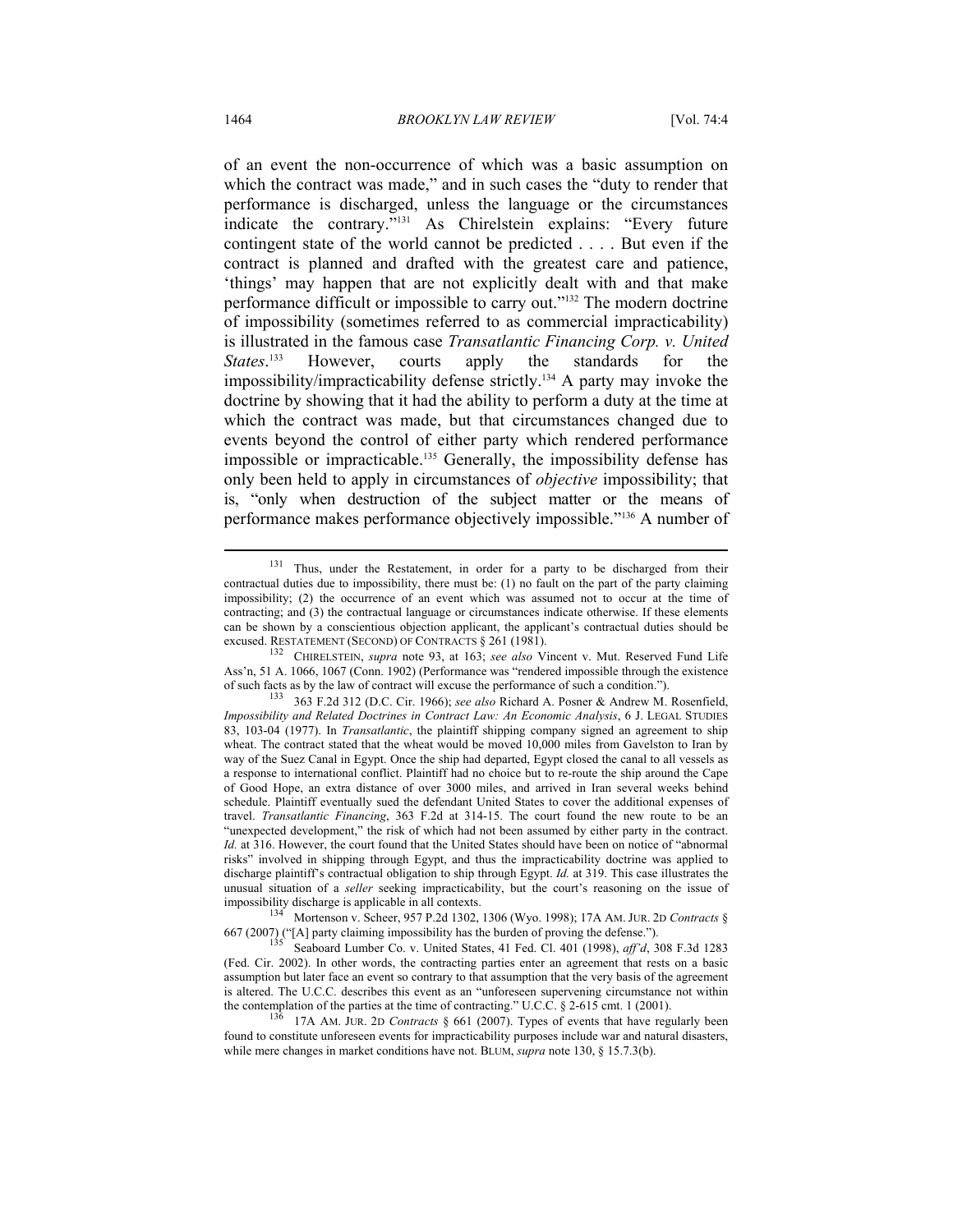of an event the non-occurrence of which was a basic assumption on which the contract was made," and in such cases the "duty to render that performance is discharged, unless the language or the circumstances indicate the contrary."[131] As Chirelstein explains: "Every future contingent state of the world cannot be predicted . . . . But even if the contract is planned and drafted with the greatest care and patience, 'things' may happen that are not explicitly dealt with and that make performance difficult or impossible to carry out."[132] The modern doctrine of impossibility (sometimes referred to as commercial impracticability) is illustrated in the famous case *Transatlantic Financing Corp. v. United States*.[133] However, courts apply the standards for the impossibility/impracticability defense strictly.[134] A party may invoke the doctrine by showing that it had the ability to perform a duty at the time at which the contract was made, but that circumstances changed due to events beyond the control of either party which rendered performance impossible or impracticable.[135] Generally, the impossibility defense has only been held to apply in circumstances of *objective* impossibility; that is, "only when destruction of the subject matter or the means of performance makes performance objectively impossible."[136] A number of

---

[131] Thus, under the Restatement, in order for a party to be discharged from their contractual duties due to impossibility, there must be: (1) no fault on the part of the party claiming impossibility; (2) the occurrence of an event which was assumed not to occur at the time of contracting; and (3) the contractual language or circumstances indicate otherwise. If these elements can be shown by a conscientious objection applicant, the applicant's contractual duties should be excused. RESTATEMENT (SECOND) OF CONTRACTS § 261 (1981).

[132] CHIRELSTEIN, *supra* note 93, at 163; *see also* Vincent v. Mut. Reserved Fund Life Ass'n, 51 A. 1066, 1067 (Conn. 1902) (Performance was "rendered impossible through the existence of such facts as by the law of contract will excuse the performance of such a condition.").

[133] 363 F.2d 312 (D.C. Cir. 1966); *see also* Richard A. Posner & Andrew M. Rosenfield, *Impossibility and Related Doctrines in Contract Law: An Economic Analysis*, 6 J. LEGAL STUDIES 83, 103-04 (1977). In *Transatlantic*, the plaintiff shipping company signed an agreement to ship wheat. The contract stated that the wheat would be moved 10,000 miles from Gavelston to Iran by way of the Suez Canal in Egypt. Once the ship had departed, Egypt closed the canal to all vessels as a response to international conflict. Plaintiff had no choice but to re-route the ship around the Cape of Good Hope, an extra distance of over 3000 miles, and arrived in Iran several weeks behind schedule. Plaintiff eventually sued the defendant United States to cover the additional expenses of travel. *Transatlantic Financing*, 363 F.2d at 314-15. The court found the new route to be an "unexpected development," the risk of which had not been assumed by either party in the contract. *Id.* at 316. However, the court found that the United States should have been on notice of "abnormal risks" involved in shipping through Egypt, and thus the impracticability doctrine was applied to discharge plaintiff's contractual obligation to ship through Egypt. *Id.* at 319. This case illustrates the unusual situation of a *seller* seeking impracticability, but the court's reasoning on the issue of impossibility discharge is applicable in all contexts.

[134] Mortenson v. Scheer, 957 P.2d 1302, 1306 (Wyo. 1998); 17A AM. JUR. 2D *Contracts* § 667 (2007) ("[A] party claiming impossibility has the burden of proving the defense.").

[135] Seaboard Lumber Co. v. United States, 41 Fed. Cl. 401 (1998), *aff'd*, 308 F.3d 1283 (Fed. Cir. 2002). In other words, the contracting parties enter an agreement that rests on a basic assumption but later face an event so contrary to that assumption that the very basis of the agreement is altered. The U.C.C. describes this event as an "unforeseen supervening circumstance not within the contemplation of the parties at the time of contracting." U.C.C. § 2-615 cmt. 1 (2001).

[136] 17A AM. JUR. 2D *Contracts* § 661 (2007). Types of events that have regularly been found to constitute unforeseen events for impracticability purposes include war and natural disasters, while mere changes in market conditions have not. BLUM, *supra* note 130, § 15.7.3(b).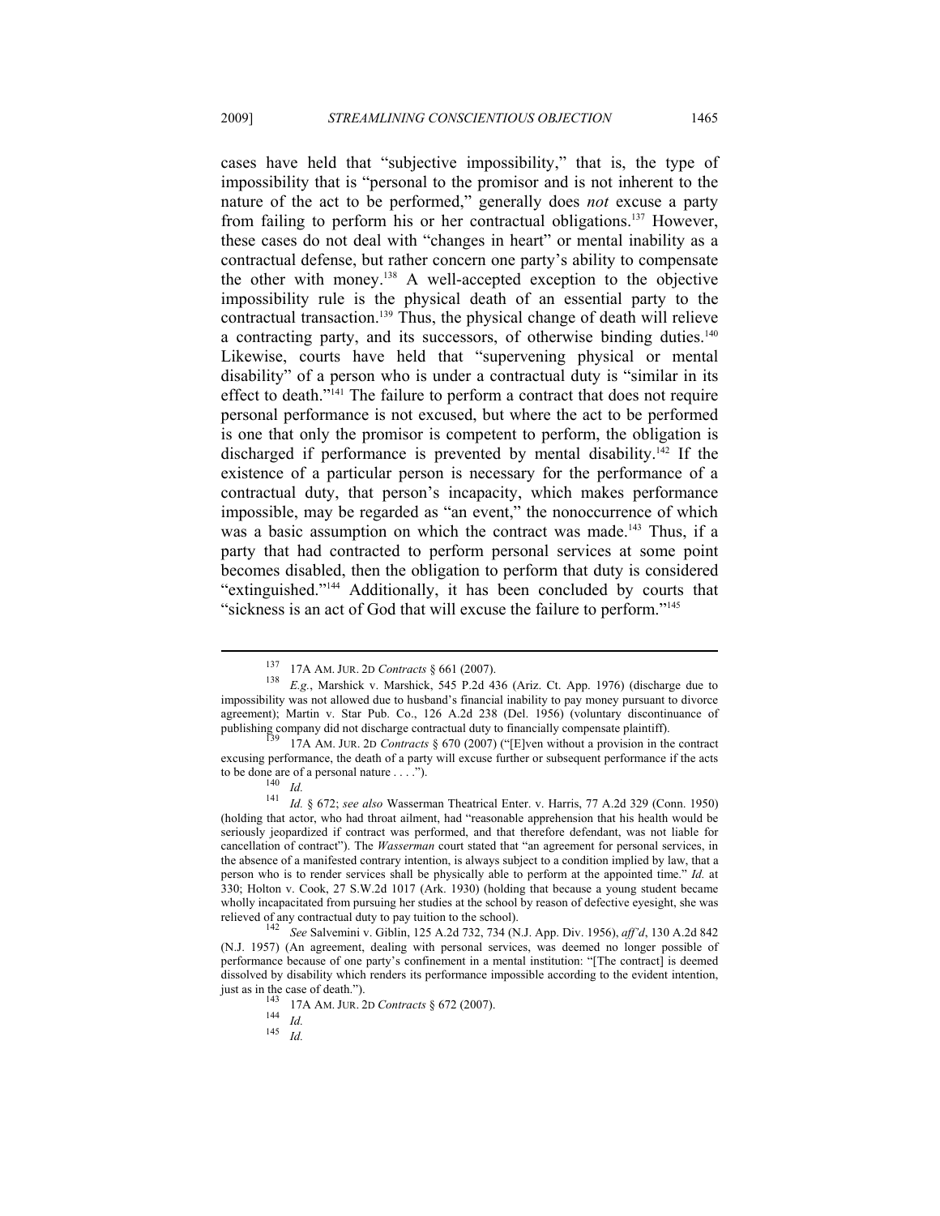cases have held that "subjective impossibility," that is, the type of impossibility that is "personal to the promisor and is not inherent to the nature of the act to be performed," generally does *not* excuse a party from failing to perform his or her contractual obligations.[137] However, these cases do not deal with "changes in heart" or mental inability as a contractual defense, but rather concern one party's ability to compensate the other with money.[138] A well-accepted exception to the objective impossibility rule is the physical death of an essential party to the contractual transaction.[139] Thus, the physical change of death will relieve a contracting party, and its successors, of otherwise binding duties.[140] Likewise, courts have held that "supervening physical or mental disability" of a person who is under a contractual duty is "similar in its effect to death."[141] The failure to perform a contract that does not require personal performance is not excused, but where the act to be performed is one that only the promisor is competent to perform, the obligation is discharged if performance is prevented by mental disability.[142] If the existence of a particular person is necessary for the performance of a contractual duty, that person's incapacity, which makes performance impossible, may be regarded as "an event," the nonoccurrence of which was a basic assumption on which the contract was made.[143] Thus, if a party that had contracted to perform personal services at some point becomes disabled, then the obligation to perform that duty is considered "extinguished."[144] Additionally, it has been concluded by courts that "sickness is an act of God that will excuse the failure to perform."[145]

---

[137] 17A AM. JUR. 2D *Contracts* § 661 (2007).

[138] *E.g.*, Marshick v. Marshick, 545 P.2d 436 (Ariz. Ct. App. 1976) (discharge due to impossibility was not allowed due to husband's financial inability to pay money pursuant to divorce agreement); Martin v. Star Pub. Co., 126 A.2d 238 (Del. 1956) (voluntary discontinuance of publishing company did not discharge contractual duty to financially compensate plaintiff).

[139] 17A AM. JUR. 2D *Contracts* § 670 (2007) ("[E]ven without a provision in the contract excusing performance, the death of a party will excuse further or subsequent performance if the acts to be done are of a personal nature . . . .").

[140] *Id.*

[141] *Id.* § 672; *see also* Wasserman Theatrical Enter. v. Harris, 77 A.2d 329 (Conn. 1950) (holding that actor, who had throat ailment, had "reasonable apprehension that his health would be seriously jeopardized if contract was performed, and that therefore defendant, was not liable for cancellation of contract"). The *Wasserman* court stated that "an agreement for personal services, in the absence of a manifested contrary intention, is always subject to a condition implied by law, that a person who is to render services shall be physically able to perform at the appointed time." *Id.* at 330; Holton v. Cook, 27 S.W.2d 1017 (Ark. 1930) (holding that because a young student became wholly incapacitated from pursuing her studies at the school by reason of defective eyesight, she was relieved of any contractual duty to pay tuition to the school).

[142] *See* Salvemini v. Giblin, 125 A.2d 732, 734 (N.J. App. Div. 1956), *aff'd*, 130 A.2d 842 (N.J. 1957) (An agreement, dealing with personal services, was deemed no longer possible of performance because of one party's confinement in a mental institution: "[The contract] is deemed dissolved by disability which renders its performance impossible according to the evident intention, just as in the case of death.").

[143] 17A AM. JUR. 2D *Contracts* § 672 (2007).

[144] *Id.*

[145] *Id.*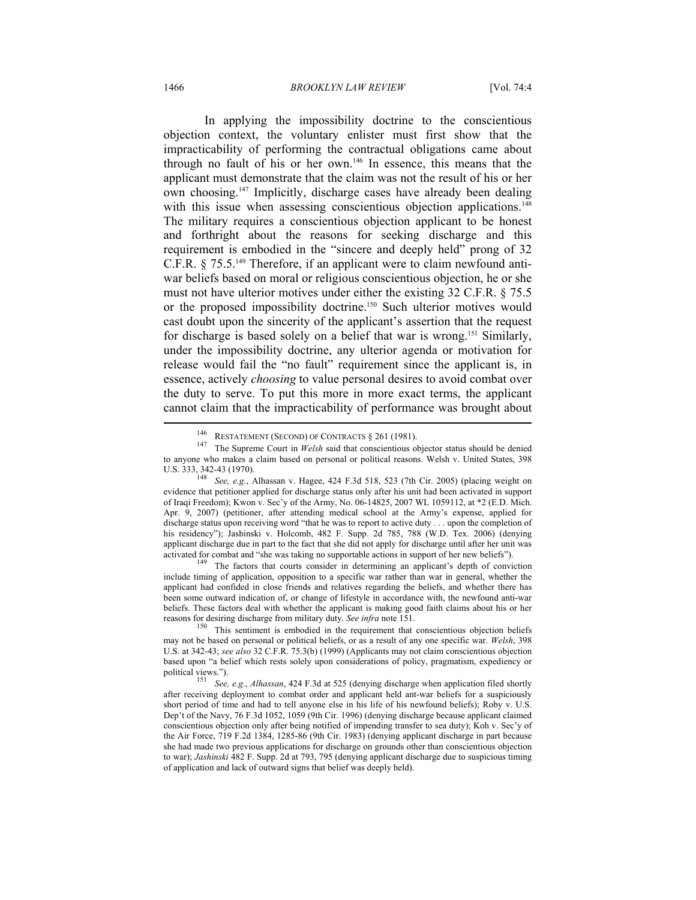In applying the impossibility doctrine to the conscientious objection context, the voluntary enlister must first show that the impracticability of performing the contractual obligations came about through no fault of his or her own.[146] In essence, this means that the applicant must demonstrate that the claim was not the result of his or her own choosing.[147] Implicitly, discharge cases have already been dealing with this issue when assessing conscientious objection applications.[148] The military requires a conscientious objection applicant to be honest and forthright about the reasons for seeking discharge and this requirement is embodied in the "sincere and deeply held" prong of 32 C.F.R. § 75.5.[149] Therefore, if an applicant were to claim newfound anti-war beliefs based on moral or religious conscientious objection, he or she must not have ulterior motives under either the existing 32 C.F.R. § 75.5 or the proposed impossibility doctrine.[150] Such ulterior motives would cast doubt upon the sincerity of the applicant's assertion that the request for discharge is based solely on a belief that war is wrong.[151] Similarly, under the impossibility doctrine, any ulterior agenda or motivation for release would fail the "no fault" requirement since the applicant is, in essence, actively *choosing* to value personal desires to avoid combat over the duty to serve. To put this more in more exact terms, the applicant cannot claim that the impracticability of performance was brought about

---

[146] RESTATEMENT (SECOND) OF CONTRACTS § 261 (1981).

[147] The Supreme Court in *Welsh* said that conscientious objector status should be denied to anyone who makes a claim based on personal or political reasons. Welsh v. United States, 398 U.S. 333, 342-43 (1970).

[148] *See, e.g.*, Alhassan v. Hagee, 424 F.3d 518, 523 (7th Cir. 2005) (placing weight on evidence that petitioner applied for discharge status only after his unit had been activated in support of Iraqi Freedom); Kwon v. Sec'y of the Army, No. 06-14825, 2007 WL 1059112, at *2 (E.D. Mich. Apr. 9, 2007) (petitioner, after attending medical school at the Army's expense, applied for discharge status upon receiving word "that he was to report to active duty . . . upon the completion of his residency"); Jashinski v. Holcomb, 482 F. Supp. 2d 785, 788 (W.D. Tex. 2006) (denying applicant discharge due in part to the fact that she did not apply for discharge until after her unit was activated for combat and "she was taking no supportable actions in support of her new beliefs").

[149] The factors that courts consider in determining an applicant's depth of conviction include timing of application, opposition to a specific war rather than war in general, whether the applicant had confided in close friends and relatives regarding the beliefs, and whether there has been some outward indication of, or change of lifestyle in accordance with, the newfound anti-war beliefs. These factors deal with whether the applicant is making good faith claims about his or her reasons for desiring discharge from military duty. *See infra* note 151.

[150] This sentiment is embodied in the requirement that conscientious objection beliefs may not be based on personal or political beliefs, or as a result of any one specific war. *Welsh*, 398 U.S. at 342-43; *see also* 32 C.F.R. 75.3(b) (1999) (Applicants may not claim conscientious objection based upon "a belief which rests solely upon considerations of policy, pragmatism, expediency or political views.").

[151] *See, e.g.*, *Alhassan*, 424 F.3d at 525 (denying discharge when application filed shortly after receiving deployment to combat order and applicant held ant-war beliefs for a suspiciously short period of time and had to tell anyone else in his life of his newfound beliefs); Roby v. U.S. Dep't of the Navy, 76 F.3d 1052, 1059 (9th Cir. 1996) (denying discharge because applicant claimed conscientious objection only after being notified of impending transfer to sea duty); Koh v. Sec'y of the Air Force, 719 F.2d 1384, 1285-86 (9th Cir. 1983) (denying applicant discharge in part because she had made two previous applications for discharge on grounds other than conscientious objection to war); *Jashinski* 482 F. Supp. 2d at 793, 795 (denying applicant discharge due to suspicious timing of application and lack of outward signs that belief was deeply held).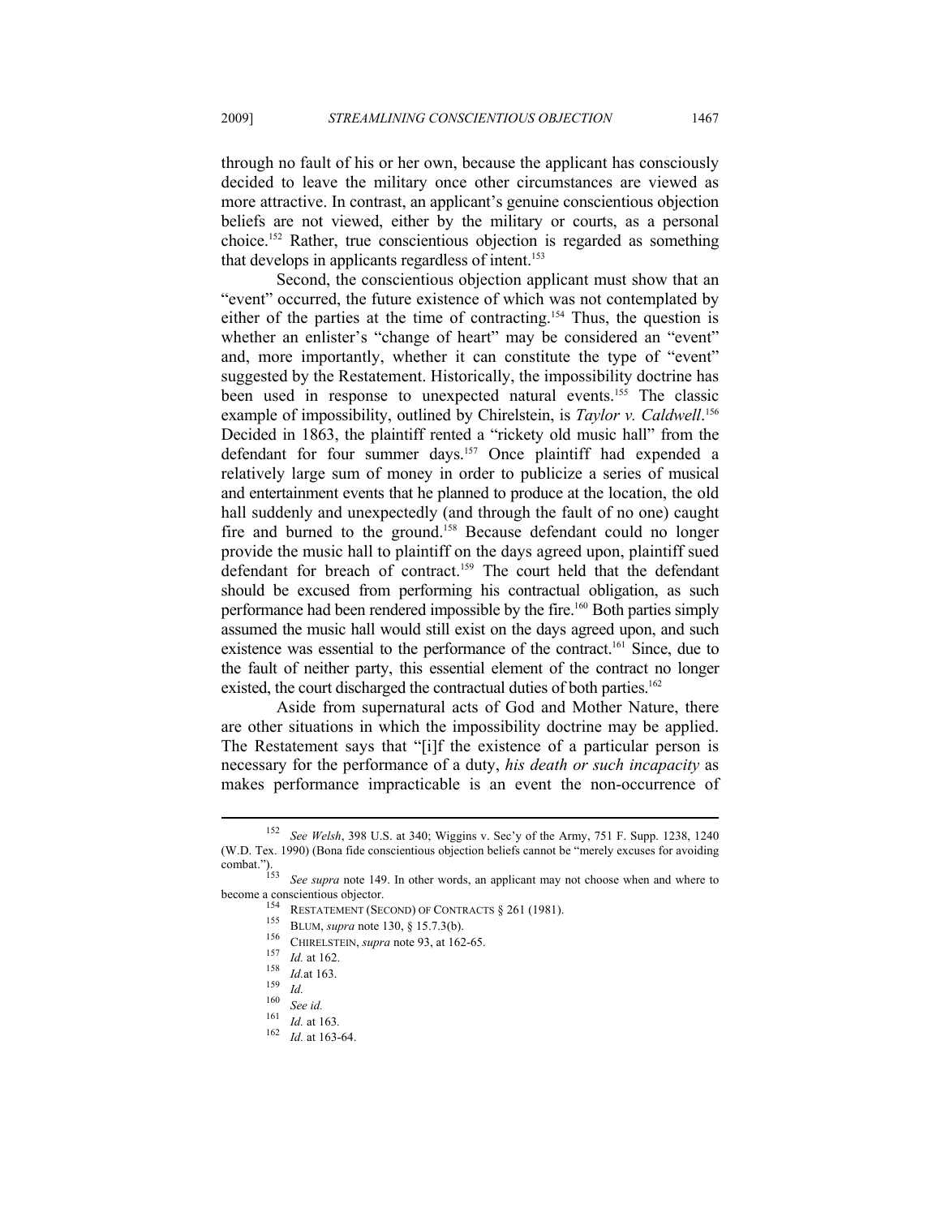through no fault of his or her own, because the applicant has consciously decided to leave the military once other circumstances are viewed as more attractive. In contrast, an applicant's genuine conscientious objection beliefs are not viewed, either by the military or courts, as a personal choice.[152] Rather, true conscientious objection is regarded as something that develops in applicants regardless of intent.[153]

Second, the conscientious objection applicant must show that an "event" occurred, the future existence of which was not contemplated by either of the parties at the time of contracting.[154] Thus, the question is whether an enlister's "change of heart" may be considered an "event" and, more importantly, whether it can constitute the type of "event" suggested by the Restatement. Historically, the impossibility doctrine has been used in response to unexpected natural events.[155] The classic example of impossibility, outlined by Chirelstein, is *Taylor v. Caldwell*.[156] Decided in 1863, the plaintiff rented a "rickety old music hall" from the defendant for four summer days.[157] Once plaintiff had expended a relatively large sum of money in order to publicize a series of musical and entertainment events that he planned to produce at the location, the old hall suddenly and unexpectedly (and through the fault of no one) caught fire and burned to the ground.[158] Because defendant could no longer provide the music hall to plaintiff on the days agreed upon, plaintiff sued defendant for breach of contract.[159] The court held that the defendant should be excused from performing his contractual obligation, as such performance had been rendered impossible by the fire.[160] Both parties simply assumed the music hall would still exist on the days agreed upon, and such existence was essential to the performance of the contract.[161] Since, due to the fault of neither party, this essential element of the contract no longer existed, the court discharged the contractual duties of both parties.[162]

Aside from supernatural acts of God and Mother Nature, there are other situations in which the impossibility doctrine may be applied. The Restatement says that "[i]f the existence of a particular person is necessary for the performance of a duty, *his death or such incapacity* as makes performance impracticable is an event the non-occurrence of

---

[152] *See Welsh*, 398 U.S. at 340; Wiggins v. Sec'y of the Army, 751 F. Supp. 1238, 1240 (W.D. Tex. 1990) (Bona fide conscientious objection beliefs cannot be "merely excuses for avoiding combat.").

[153] *See supra* note 149. In other words, an applicant may not choose when and where to become a conscientious objector.

[154] RESTATEMENT (SECOND) OF CONTRACTS § 261 (1981).

[155] BLUM, *supra* note 130, § 15.7.3(b).

[156] CHIRELSTEIN, *supra* note 93, at 162-65.

[157] *Id.* at 162.

[158] *Id.*at 163.

[159] *Id.*

[160] *See id.*

[161] *Id.* at 163.

[162] *Id.* at 163-64.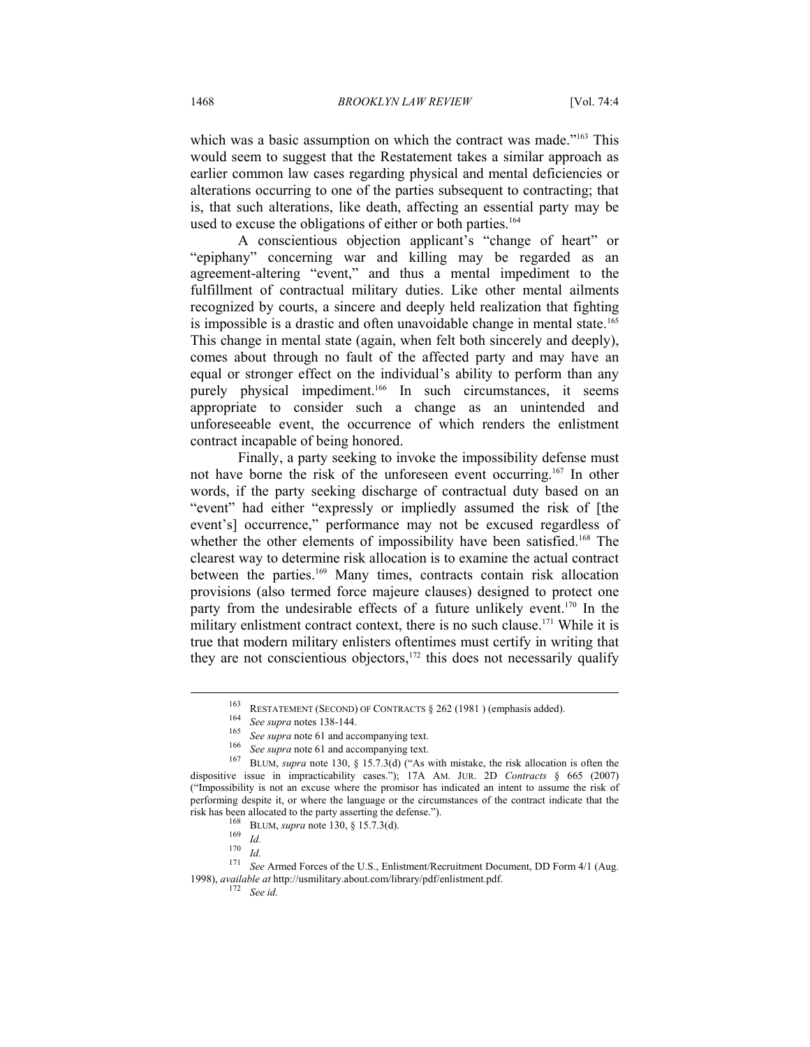which was a basic assumption on which the contract was made."[163] This would seem to suggest that the Restatement takes a similar approach as earlier common law cases regarding physical and mental deficiencies or alterations occurring to one of the parties subsequent to contracting; that is, that such alterations, like death, affecting an essential party may be used to excuse the obligations of either or both parties.[164]

A conscientious objection applicant's "change of heart" or "epiphany" concerning war and killing may be regarded as an agreement-altering "event," and thus a mental impediment to the fulfillment of contractual military duties. Like other mental ailments recognized by courts, a sincere and deeply held realization that fighting is impossible is a drastic and often unavoidable change in mental state.[165] This change in mental state (again, when felt both sincerely and deeply), comes about through no fault of the affected party and may have an equal or stronger effect on the individual's ability to perform than any purely physical impediment.[166] In such circumstances, it seems appropriate to consider such a change as an unintended and unforeseeable event, the occurrence of which renders the enlistment contract incapable of being honored.

Finally, a party seeking to invoke the impossibility defense must not have borne the risk of the unforeseen event occurring.[167] In other words, if the party seeking discharge of contractual duty based on an "event" had either "expressly or impliedly assumed the risk of [the event's] occurrence," performance may not be excused regardless of whether the other elements of impossibility have been satisfied.[168] The clearest way to determine risk allocation is to examine the actual contract between the parties.[169] Many times, contracts contain risk allocation provisions (also termed force majeure clauses) designed to protect one party from the undesirable effects of a future unlikely event.[170] In the military enlistment contract context, there is no such clause.[171] While it is true that modern military enlisters oftentimes must certify in writing that they are not conscientious objectors,[172] this does not necessarily qualify

---

[163] RESTATEMENT (SECOND) OF CONTRACTS § 262 (1981 ) (emphasis added).

[164] *See supra* notes 138-144.

[165] *See supra* note 61 and accompanying text.

[166] *See supra* note 61 and accompanying text.

[167] BLUM, *supra* note 130, § 15.7.3(d) ("As with mistake, the risk allocation is often the dispositive issue in impracticability cases."); 17A AM. JUR. 2D *Contracts* § 665 (2007) ("Impossibility is not an excuse where the promisor has indicated an intent to assume the risk of performing despite it, or where the language or the circumstances of the contract indicate that the risk has been allocated to the party asserting the defense.").

[168] BLUM, *supra* note 130, § 15.7.3(d).

[169] *Id.*

[170] *Id.*

[171] *See* Armed Forces of the U.S., Enlistment/Recruitment Document, DD Form 4/1 (Aug. 1998), *available at* http://usmilitary.about.com/library/pdf/enlistment.pdf.

[172] *See id.*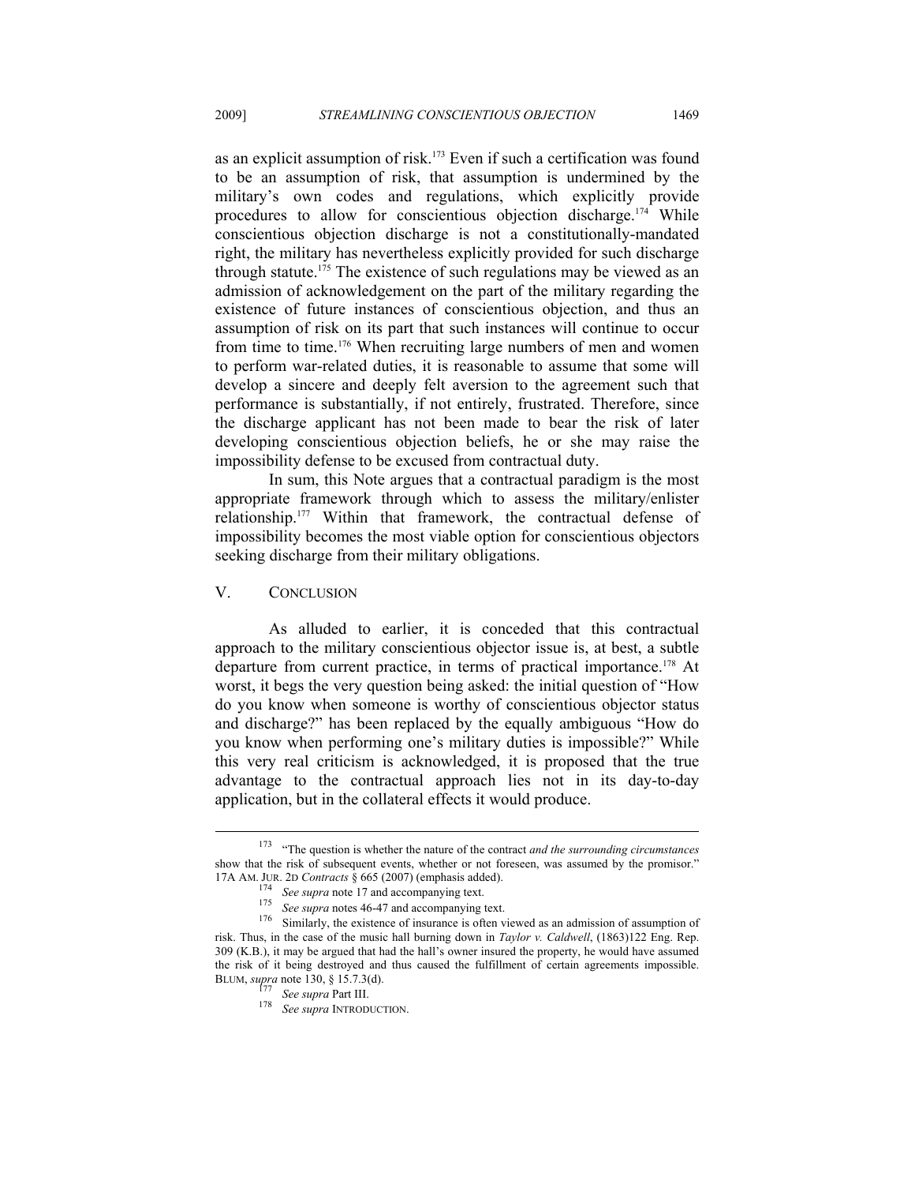as an explicit assumption of risk.[173] Even if such a certification was found to be an assumption of risk, that assumption is undermined by the military's own codes and regulations, which explicitly provide procedures to allow for conscientious objection discharge.[174] While conscientious objection discharge is not a constitutionally-mandated right, the military has nevertheless explicitly provided for such discharge through statute.[175] The existence of such regulations may be viewed as an admission of acknowledgement on the part of the military regarding the existence of future instances of conscientious objection, and thus an assumption of risk on its part that such instances will continue to occur from time to time.[176] When recruiting large numbers of men and women to perform war-related duties, it is reasonable to assume that some will develop a sincere and deeply felt aversion to the agreement such that performance is substantially, if not entirely, frustrated. Therefore, since the discharge applicant has not been made to bear the risk of later developing conscientious objection beliefs, he or she may raise the impossibility defense to be excused from contractual duty.

In sum, this Note argues that a contractual paradigm is the most appropriate framework through which to assess the military/enlister relationship.[177] Within that framework, the contractual defense of impossibility becomes the most viable option for conscientious objectors seeking discharge from their military obligations.

## V. CONCLUSION

As alluded to earlier, it is conceded that this contractual approach to the military conscientious objector issue is, at best, a subtle departure from current practice, in terms of practical importance.[178] At worst, it begs the very question being asked: the initial question of "How do you know when someone is worthy of conscientious objector status and discharge?" has been replaced by the equally ambiguous "How do you know when performing one's military duties is impossible?" While this very real criticism is acknowledged, it is proposed that the true advantage to the contractual approach lies not in its day-to-day application, but in the collateral effects it would produce.

---

[173] "The question is whether the nature of the contract *and the surrounding circumstances* show that the risk of subsequent events, whether or not foreseen, was assumed by the promisor." 17A AM. JUR. 2D *Contracts* § 665 (2007) (emphasis added).

[174] *See supra* note 17 and accompanying text.

[175] *See supra* notes 46-47 and accompanying text.

[176] Similarly, the existence of insurance is often viewed as an admission of assumption of risk. Thus, in the case of the music hall burning down in *Taylor v. Caldwell*, (1863)122 Eng. Rep. 309 (K.B.), it may be argued that had the hall's owner insured the property, he would have assumed the risk of it being destroyed and thus caused the fulfillment of certain agreements impossible. BLUM, *supra* note 130, § 15.7.3(d).

[177] *See supra* Part III.

[178] *See supra* INTRODUCTION.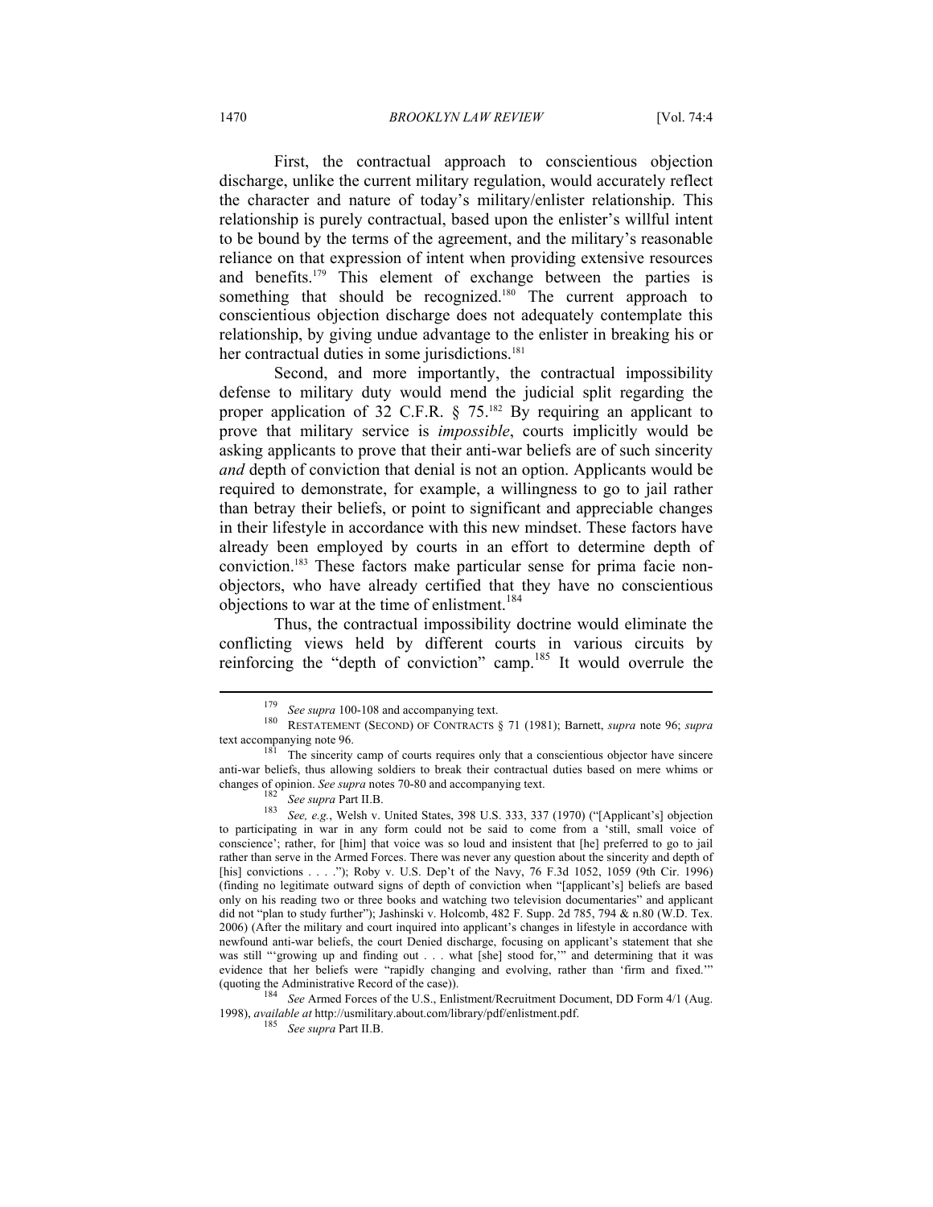First, the contractual approach to conscientious objection discharge, unlike the current military regulation, would accurately reflect the character and nature of today's military/enlister relationship. This relationship is purely contractual, based upon the enlister's willful intent to be bound by the terms of the agreement, and the military's reasonable reliance on that expression of intent when providing extensive resources and benefits.[179] This element of exchange between the parties is something that should be recognized.[180] The current approach to conscientious objection discharge does not adequately contemplate this relationship, by giving undue advantage to the enlister in breaking his or her contractual duties in some jurisdictions.[181]

Second, and more importantly, the contractual impossibility defense to military duty would mend the judicial split regarding the proper application of 32 C.F.R. § 75.[182] By requiring an applicant to prove that military service is *impossible*, courts implicitly would be asking applicants to prove that their anti-war beliefs are of such sincerity *and* depth of conviction that denial is not an option. Applicants would be required to demonstrate, for example, a willingness to go to jail rather than betray their beliefs, or point to significant and appreciable changes in their lifestyle in accordance with this new mindset. These factors have already been employed by courts in an effort to determine depth of conviction.[183] These factors make particular sense for prima facie non-objectors, who have already certified that they have no conscientious objections to war at the time of enlistment.[184]

Thus, the contractual impossibility doctrine would eliminate the conflicting views held by different courts in various circuits by reinforcing the "depth of conviction" camp.[185] It would overrule the

---

[179] *See supra* 100-108 and accompanying text.

[180] RESTATEMENT (SECOND) OF CONTRACTS § 71 (1981); Barnett, *supra* note 96; *supra* text accompanying note 96.

[181] The sincerity camp of courts requires only that a conscientious objector have sincere anti-war beliefs, thus allowing soldiers to break their contractual duties based on mere whims or changes of opinion. *See supra* notes 70-80 and accompanying text.

[182] *See supra* Part II.B.

[183] *See, e.g.*, Welsh v. United States, 398 U.S. 333, 337 (1970) ("[Applicant's] objection to participating in war in any form could not be said to come from a 'still, small voice of conscience'; rather, for [him] that voice was so loud and insistent that [he] preferred to go to jail rather than serve in the Armed Forces. There was never any question about the sincerity and depth of [his] convictions . . . ."); Roby v. U.S. Dep't of the Navy, 76 F.3d 1052, 1059 (9th Cir. 1996) (finding no legitimate outward signs of depth of conviction when "[applicant's] beliefs are based only on his reading two or three books and watching two television documentaries" and applicant did not "plan to study further"); Jashinski v. Holcomb, 482 F. Supp. 2d 785, 794 & n.80 (W.D. Tex. 2006) (After the military and court inquired into applicant's changes in lifestyle in accordance with newfound anti-war beliefs, the court Denied discharge, focusing on applicant's statement that she was still "'growing up and finding out . . . what [she] stood for,'" and determining that it was evidence that her beliefs were "rapidly changing and evolving, rather than 'firm and fixed.'" (quoting the Administrative Record of the case)).

[184] *See* Armed Forces of the U.S., Enlistment/Recruitment Document, DD Form 4/1 (Aug. 1998), *available at* http://usmilitary.about.com/library/pdf/enlistment.pdf.

[185] *See supra* Part II.B.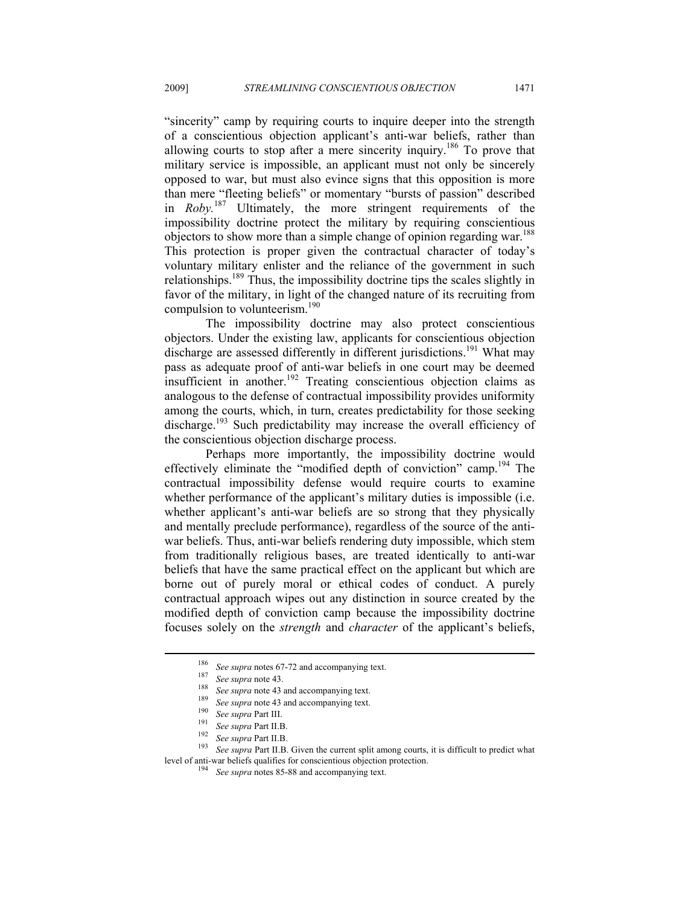"sincerity" camp by requiring courts to inquire deeper into the strength of a conscientious objection applicant's anti-war beliefs, rather than allowing courts to stop after a mere sincerity inquiry.[186] To prove that military service is impossible, an applicant must not only be sincerely opposed to war, but must also evince signs that this opposition is more than mere "fleeting beliefs" or momentary "bursts of passion" described in *Roby*.[187] Ultimately, the more stringent requirements of the impossibility doctrine protect the military by requiring conscientious objectors to show more than a simple change of opinion regarding war.[188] This protection is proper given the contractual character of today's voluntary military enlister and the reliance of the government in such relationships.[189] Thus, the impossibility doctrine tips the scales slightly in favor of the military, in light of the changed nature of its recruiting from compulsion to volunteerism.[190]

The impossibility doctrine may also protect conscientious objectors. Under the existing law, applicants for conscientious objection discharge are assessed differently in different jurisdictions.[191] What may pass as adequate proof of anti-war beliefs in one court may be deemed insufficient in another.[192] Treating conscientious objection claims as analogous to the defense of contractual impossibility provides uniformity among the courts, which, in turn, creates predictability for those seeking discharge.[193] Such predictability may increase the overall efficiency of the conscientious objection discharge process.

Perhaps more importantly, the impossibility doctrine would effectively eliminate the "modified depth of conviction" camp.[194] The contractual impossibility defense would require courts to examine whether performance of the applicant's military duties is impossible (i.e. whether applicant's anti-war beliefs are so strong that they physically and mentally preclude performance), regardless of the source of the anti-war beliefs. Thus, anti-war beliefs rendering duty impossible, which stem from traditionally religious bases, are treated identically to anti-war beliefs that have the same practical effect on the applicant but which are borne out of purely moral or ethical codes of conduct. A purely contractual approach wipes out any distinction in source created by the modified depth of conviction camp because the impossibility doctrine focuses solely on the *strength* and *character* of the applicant's beliefs,

---

[186] *See supra* notes 67-72 and accompanying text.

[187] *See supra* note 43.

[188] *See supra* note 43 and accompanying text.

[189] *See supra* note 43 and accompanying text.

[190] *See supra* Part III.

[191] *See supra* Part II.B.

[192] *See supra* Part II.B.

[193] *See supra* Part II.B. Given the current split among courts, it is difficult to predict what level of anti-war beliefs qualifies for conscientious objection protection.

[194] *See supra* notes 85-88 and accompanying text.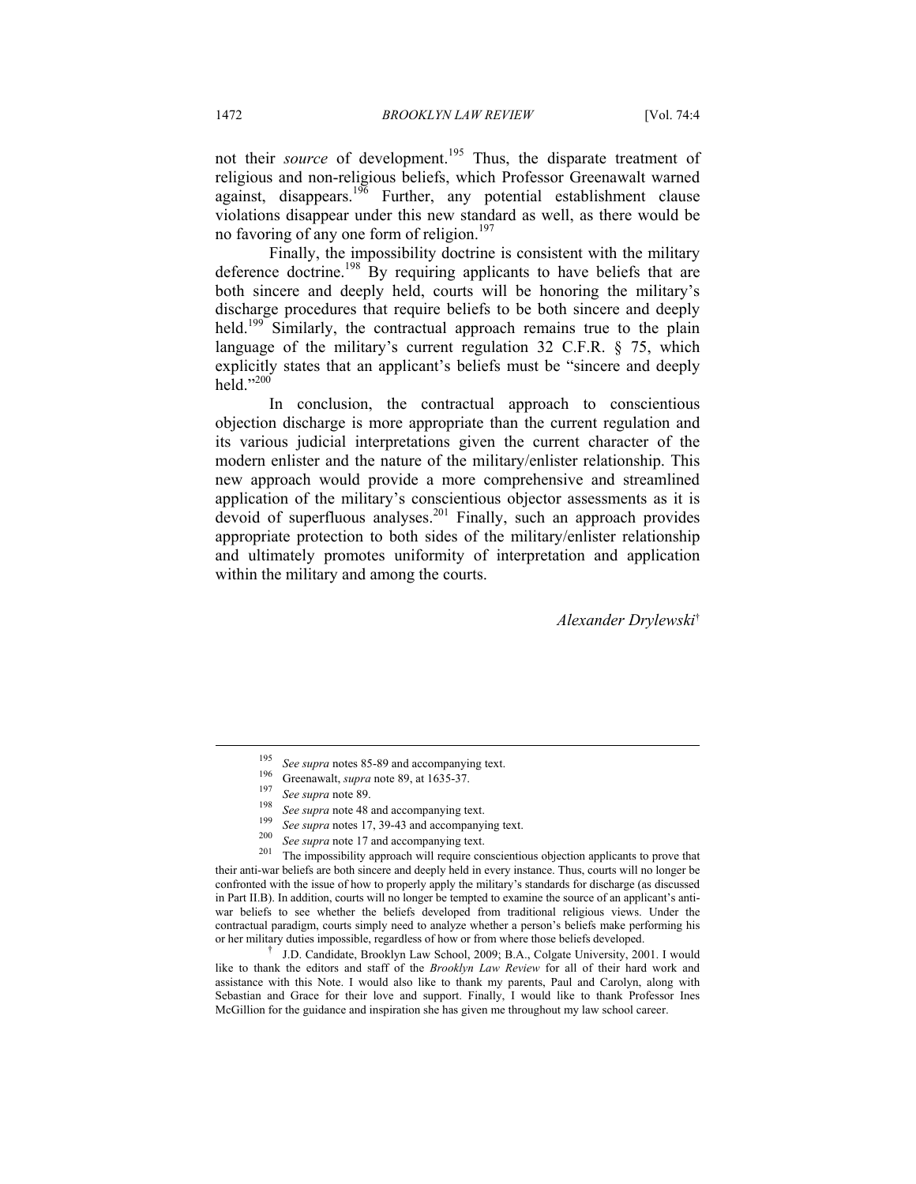not their *source* of development.[195] Thus, the disparate treatment of religious and non-religious beliefs, which Professor Greenawalt warned against, disappears.[196] Further, any potential establishment clause violations disappear under this new standard as well, as there would be no favoring of any one form of religion.[197]

Finally, the impossibility doctrine is consistent with the military deference doctrine.[198] By requiring applicants to have beliefs that are both sincere and deeply held, courts will be honoring the military's discharge procedures that require beliefs to be both sincere and deeply held.[199] Similarly, the contractual approach remains true to the plain language of the military's current regulation 32 C.F.R. § 75, which explicitly states that an applicant's beliefs must be "sincere and deeply held."[200]

In conclusion, the contractual approach to conscientious objection discharge is more appropriate than the current regulation and its various judicial interpretations given the current character of the modern enlister and the nature of the military/enlister relationship. This new approach would provide a more comprehensive and streamlined application of the military's conscientious objector assessments as it is devoid of superfluous analyses.[201] Finally, such an approach provides appropriate protection to both sides of the military/enlister relationship and ultimately promotes uniformity of interpretation and application within the military and among the courts.

*Alexander Drylewski*[†]

---

[195] *See supra* notes 85-89 and accompanying text.

[196] Greenawalt, *supra* note 89, at 1635-37.

[197] *See supra* note 89.

[198] *See supra* note 48 and accompanying text.

[199] *See supra* notes 17, 39-43 and accompanying text.

[200] *See supra* note 17 and accompanying text.

[201] The impossibility approach will require conscientious objection applicants to prove that their anti-war beliefs are both sincere and deeply held in every instance. Thus, courts will no longer be confronted with the issue of how to properly apply the military's standards for discharge (as discussed in Part II.B). In addition, courts will no longer be tempted to examine the source of an applicant's anti-war beliefs to see whether the beliefs developed from traditional religious views. Under the contractual paradigm, courts simply need to analyze whether a person's beliefs make performing his or her military duties impossible, regardless of how or from where those beliefs developed.

[†] J.D. Candidate, Brooklyn Law School, 2009; B.A., Colgate University, 2001. I would like to thank the editors and staff of the *Brooklyn Law Review* for all of their hard work and assistance with this Note. I would also like to thank my parents, Paul and Carolyn, along with Sebastian and Grace for their love and support. Finally, I would like to thank Professor Ines McGillion for the guidance and inspiration she has given me throughout my law school career.